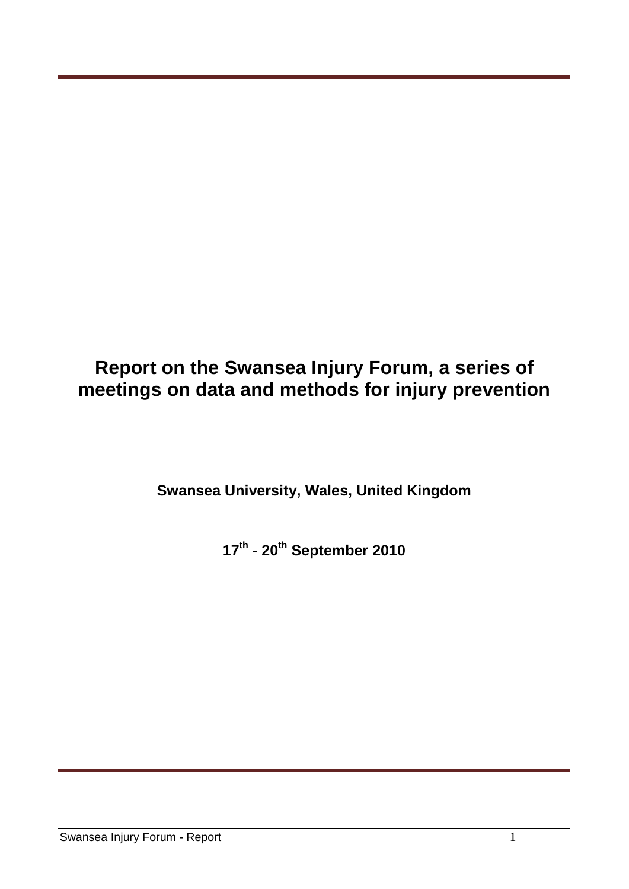# Report on the Swansea Injury Forum, a series of meetings on data and methods for injury prevention

**Swansea University, Wales, United Kingdom**

**17th - 20th September 2010**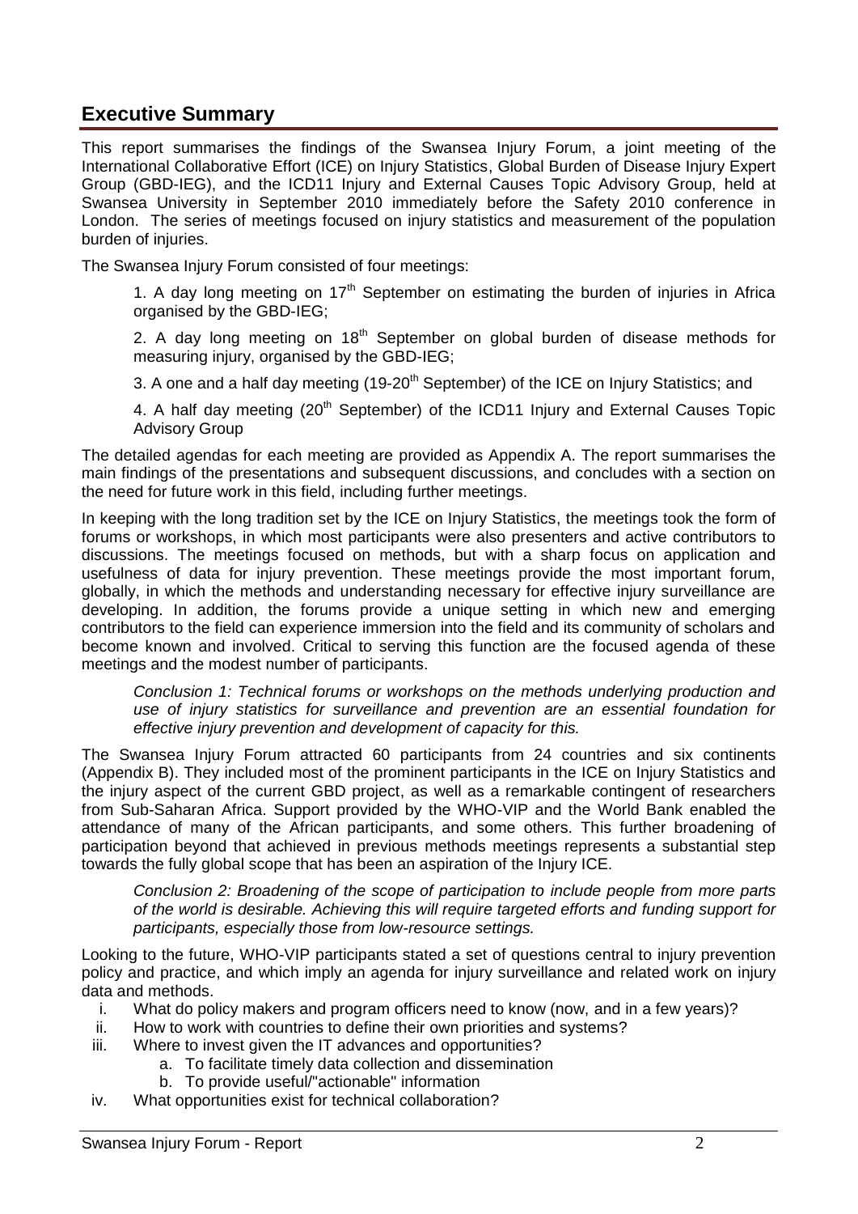## Executive Summary

This report summarises the findings of the Swansea Injury Forum, a joint meeting of the International Collaborative Effort (ICE) on Injury Statistics, Global Burden of Disease Injury Expert Group (GBD-IEG), and the ICD11 Injury and External Causes Topic Advisory Group, held at Swansea University in September 2010 immediately before the Safety 2010 conference in London. The series of meetings focused on injury statistics and measurement of the population burden of injuries.

The Swansea Injury Forum consisted of four meetings:

1. A day long meeting on 17th September on estimating the burden of injuries in Africa organised by the GBD-IEG;

2. A day long meeting on 18th September on global burden of disease methods for measuring injury, organised by the GBD-IEG;

3. A one and a half day meeting (19-20th September) of the ICE on Injury Statistics; and

4. A half day meeting (20th September) of the ICD11 Injury and External Causes Topic Advisory Group

The detailed agendas for each meeting are provided as Appendix A. The report summarises the main findings of the presentations and subsequent discussions, and concludes with a section on the need for future work in this field, including further meetings.

In keeping with the long tradition set by the ICE on Injury Statistics, the meetings took the form of forums or workshops, in which most participants were also presenters and active contributors to discussions. The meetings focused on methods, but with a sharp focus on application and usefulness of data for injury prevention. These meetings provide the most important forum, globally, in which the methods and understanding necessary for effective injury surveillance are developing. In addition, the forums provide a unique setting in which new and emerging contributors to the field can experience immersion into the field and its community of scholars and become known and involved. Critical to serving this function are the focused agenda of these meetings and the modest number of participants.

> *Conclusion 1: Technical forums or workshops on the methods underlying production and use of injury statistics for surveillance and prevention are an essential foundation for effective injury prevention and development of capacity for this.*

The Swansea Injury Forum attracted 60 participants from 24 countries and six continents (Appendix B). They included most of the prominent participants in the ICE on Injury Statistics and the injury aspect of the current GBD project, as well as a remarkable contingent of researchers from Sub-Saharan Africa. Support provided by the WHO-VIP and the World Bank enabled the attendance of many of the African participants, and some others. This further broadening of participation beyond that achieved in previous methods meetings represents a substantial step towards the fully global scope that has been an aspiration of the Injury ICE.

> *Conclusion 2: Broadening of the scope of participation to include people from more parts of the world is desirable. Achieving this will require targeted efforts and funding support for participants, especially those from low-resource settings.*

Looking to the future, WHO-VIP participants stated a set of questions central to injury prevention policy and practice, and which imply an agenda for injury surveillance and related work on injury data and methods.

i. What do policy makers and program officers need to know (now, and in a few years)?
ii. How to work with countries to define their own priorities and systems?
iii. Where to invest given the IT advances and opportunities?
    a. To facilitate timely data collection and dissemination
    b. To provide useful/"actionable" information
iv. What opportunities exist for technical collaboration?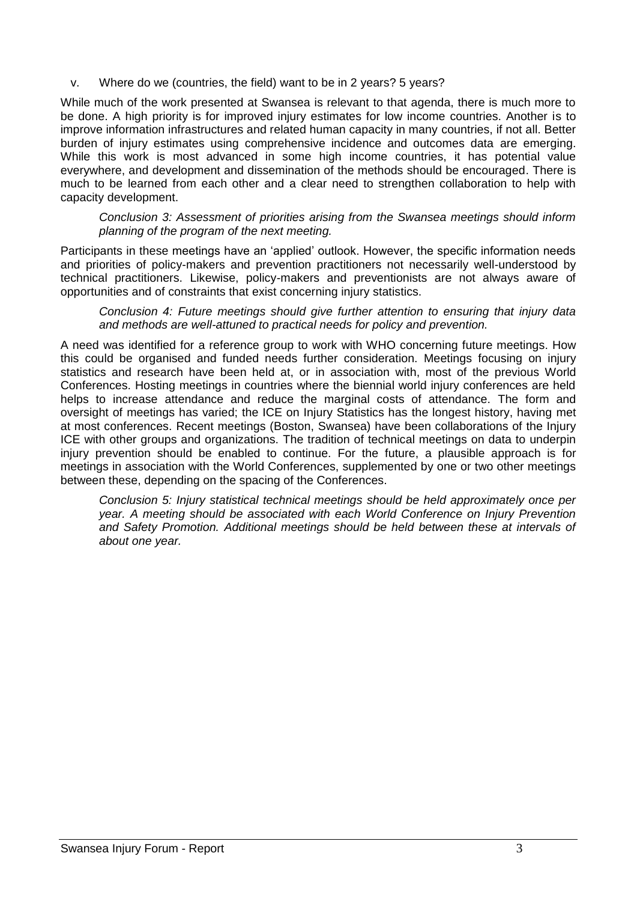v. Where do we (countries, the field) want to be in 2 years? 5 years?

While much of the work presented at Swansea is relevant to that agenda, there is much more to be done. A high priority is for improved injury estimates for low income countries. Another is to improve information infrastructures and related human capacity in many countries, if not all. Better burden of injury estimates using comprehensive incidence and outcomes data are emerging. While this work is most advanced in some high income countries, it has potential value everywhere, and development and dissemination of the methods should be encouraged. There is much to be learned from each other and a clear need to strengthen collaboration to help with capacity development.

> *Conclusion 3: Assessment of priorities arising from the Swansea meetings should inform planning of the program of the next meeting.*

Participants in these meetings have an 'applied' outlook. However, the specific information needs and priorities of policy-makers and prevention practitioners not necessarily well-understood by technical practitioners. Likewise, policy-makers and preventionists are not always aware of opportunities and of constraints that exist concerning injury statistics.

> *Conclusion 4: Future meetings should give further attention to ensuring that injury data and methods are well-attuned to practical needs for policy and prevention.*

A need was identified for a reference group to work with WHO concerning future meetings. How this could be organised and funded needs further consideration. Meetings focusing on injury statistics and research have been held at, or in association with, most of the previous World Conferences. Hosting meetings in countries where the biennial world injury conferences are held helps to increase attendance and reduce the marginal costs of attendance. The form and oversight of meetings has varied; the ICE on Injury Statistics has the longest history, having met at most conferences. Recent meetings (Boston, Swansea) have been collaborations of the Injury ICE with other groups and organizations. The tradition of technical meetings on data to underpin injury prevention should be enabled to continue. For the future, a plausible approach is for meetings in association with the World Conferences, supplemented by one or two other meetings between these, depending on the spacing of the Conferences.

> *Conclusion 5: Injury statistical technical meetings should be held approximately once per year. A meeting should be associated with each World Conference on Injury Prevention and Safety Promotion. Additional meetings should be held between these at intervals of about one year.*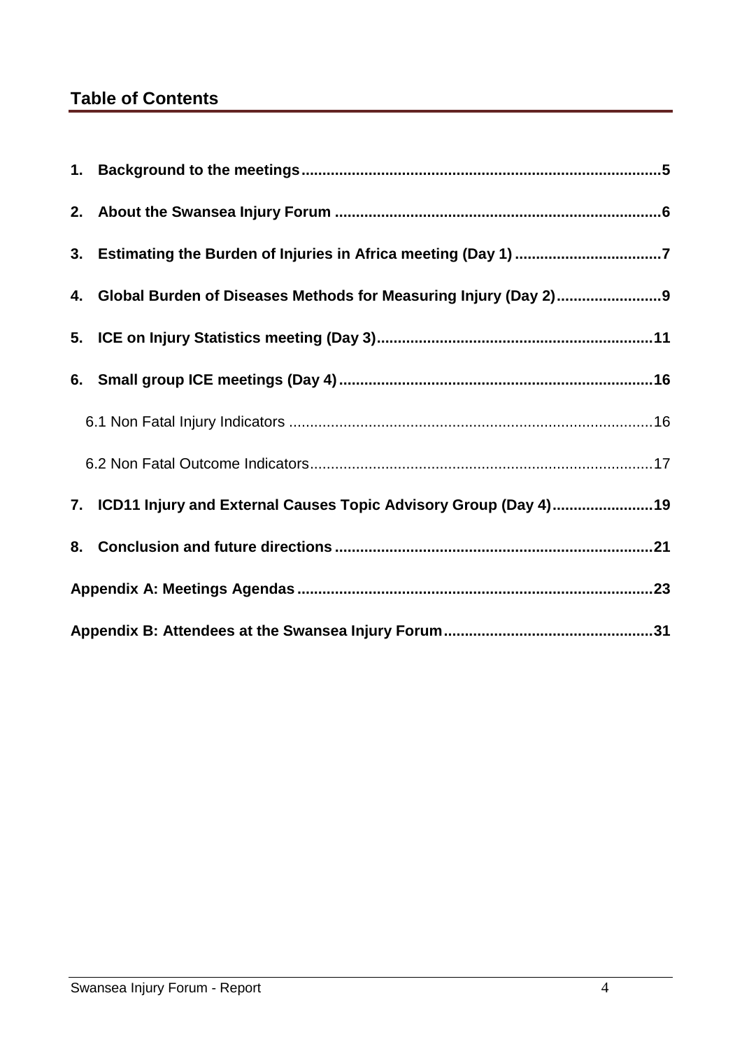## Table of Contents

1. **Background to the meetings** ..... **5**
2. **About the Swansea Injury Forum** ..... **6**
3. **Estimating the Burden of Injuries in Africa meeting (Day 1)** ..... **7**
4. **Global Burden of Diseases Methods for Measuring Injury (Day 2)** ..... **9**
5. **ICE on Injury Statistics meeting (Day 3)** ..... **11**
6. **Small group ICE meetings (Day 4)** ..... **16**
   - 6.1 Non Fatal Injury Indicators ..... 16
   - 6.2 Non Fatal Outcome Indicators ..... 17
7. **ICD11 Injury and External Causes Topic Advisory Group (Day 4)** ..... **19**
8. **Conclusion and future directions** ..... **21**

**Appendix A: Meetings Agendas** ..... **23**

**Appendix B: Attendees at the Swansea Injury Forum** ..... **31**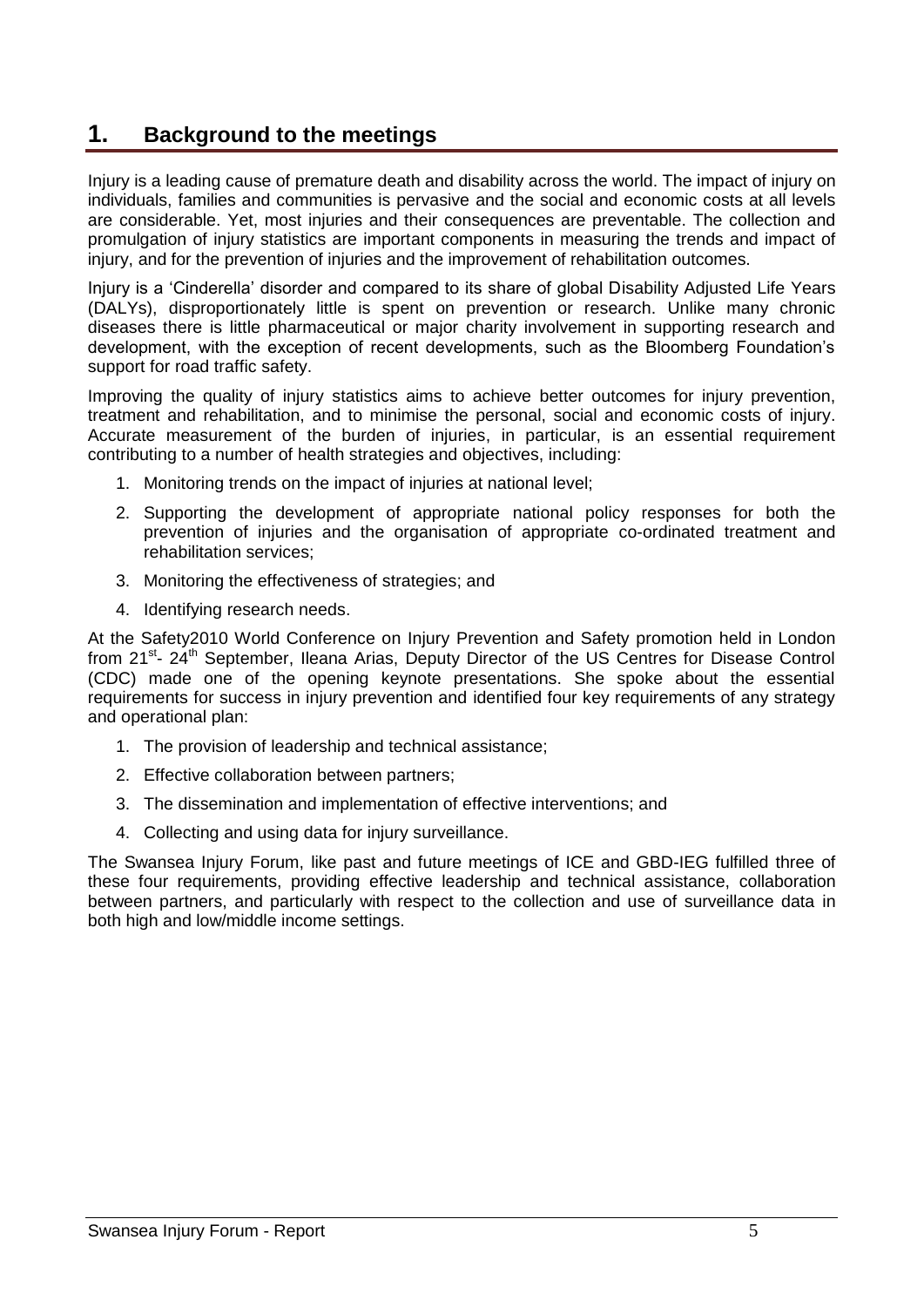# 1. Background to the meetings

Injury is a leading cause of premature death and disability across the world. The impact of injury on individuals, families and communities is pervasive and the social and economic costs at all levels are considerable. Yet, most injuries and their consequences are preventable. The collection and promulgation of injury statistics are important components in measuring the trends and impact of injury, and for the prevention of injuries and the improvement of rehabilitation outcomes.

Injury is a 'Cinderella' disorder and compared to its share of global Disability Adjusted Life Years (DALYs), disproportionately little is spent on prevention or research. Unlike many chronic diseases there is little pharmaceutical or major charity involvement in supporting research and development, with the exception of recent developments, such as the Bloomberg Foundation's support for road traffic safety.

Improving the quality of injury statistics aims to achieve better outcomes for injury prevention, treatment and rehabilitation, and to minimise the personal, social and economic costs of injury. Accurate measurement of the burden of injuries, in particular, is an essential requirement contributing to a number of health strategies and objectives, including:

1. Monitoring trends on the impact of injuries at national level;
2. Supporting the development of appropriate national policy responses for both the prevention of injuries and the organisation of appropriate co-ordinated treatment and rehabilitation services;
3. Monitoring the effectiveness of strategies; and
4. Identifying research needs.

At the Safety2010 World Conference on Injury Prevention and Safety promotion held in London from 21st- 24th September, Ileana Arias, Deputy Director of the US Centres for Disease Control (CDC) made one of the opening keynote presentations. She spoke about the essential requirements for success in injury prevention and identified four key requirements of any strategy and operational plan:

1. The provision of leadership and technical assistance;
2. Effective collaboration between partners;
3. The dissemination and implementation of effective interventions; and
4. Collecting and using data for injury surveillance.

The Swansea Injury Forum, like past and future meetings of ICE and GBD-IEG fulfilled three of these four requirements, providing effective leadership and technical assistance, collaboration between partners, and particularly with respect to the collection and use of surveillance data in both high and low/middle income settings.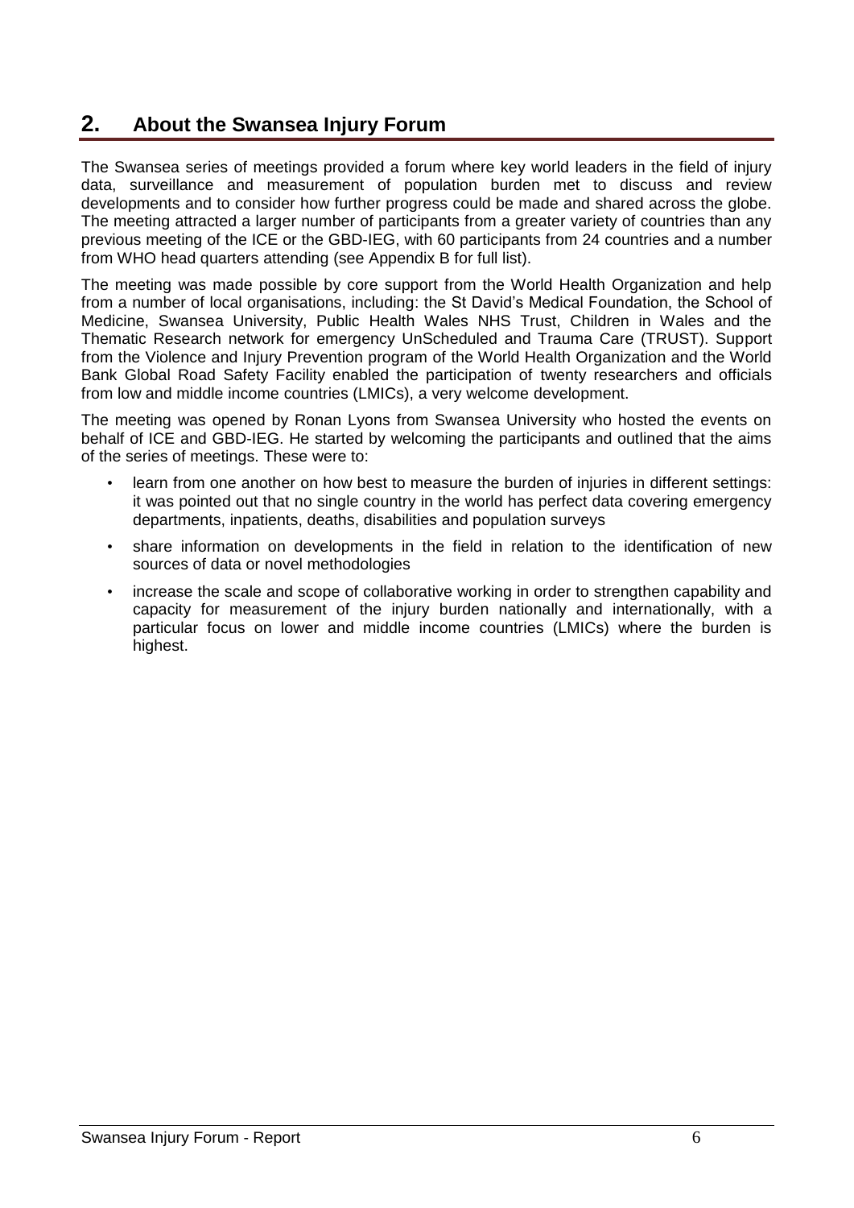## 2. About the Swansea Injury Forum

The Swansea series of meetings provided a forum where key world leaders in the field of injury data, surveillance and measurement of population burden met to discuss and review developments and to consider how further progress could be made and shared across the globe. The meeting attracted a larger number of participants from a greater variety of countries than any previous meeting of the ICE or the GBD-IEG, with 60 participants from 24 countries and a number from WHO head quarters attending (see Appendix B for full list).

The meeting was made possible by core support from the World Health Organization and help from a number of local organisations, including: the St David's Medical Foundation, the School of Medicine, Swansea University, Public Health Wales NHS Trust, Children in Wales and the Thematic Research network for emergency UnScheduled and Trauma Care (TRUST). Support from the Violence and Injury Prevention program of the World Health Organization and the World Bank Global Road Safety Facility enabled the participation of twenty researchers and officials from low and middle income countries (LMICs), a very welcome development.

The meeting was opened by Ronan Lyons from Swansea University who hosted the events on behalf of ICE and GBD-IEG. He started by welcoming the participants and outlined that the aims of the series of meetings. These were to:

- learn from one another on how best to measure the burden of injuries in different settings: it was pointed out that no single country in the world has perfect data covering emergency departments, inpatients, deaths, disabilities and population surveys
- share information on developments in the field in relation to the identification of new sources of data or novel methodologies
- increase the scale and scope of collaborative working in order to strengthen capability and capacity for measurement of the injury burden nationally and internationally, with a particular focus on lower and middle income countries (LMICs) where the burden is highest.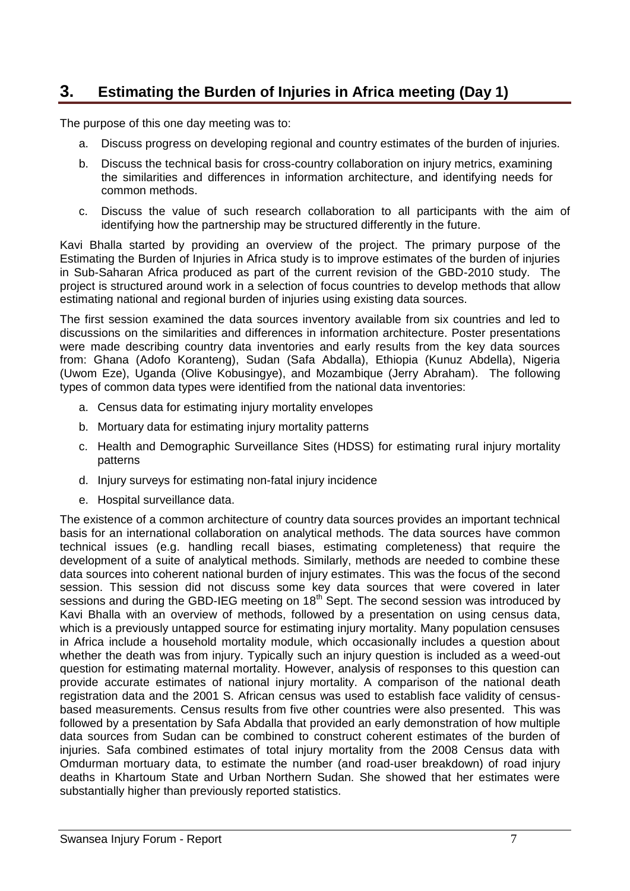## 3. Estimating the Burden of Injuries in Africa meeting (Day 1)

The purpose of this one day meeting was to:

a. Discuss progress on developing regional and country estimates of the burden of injuries.

b. Discuss the technical basis for cross-country collaboration on injury metrics, examining the similarities and differences in information architecture, and identifying needs for common methods.

c. Discuss the value of such research collaboration to all participants with the aim of identifying how the partnership may be structured differently in the future.

Kavi Bhalla started by providing an overview of the project. The primary purpose of the Estimating the Burden of Injuries in Africa study is to improve estimates of the burden of injuries in Sub-Saharan Africa produced as part of the current revision of the GBD-2010 study. The project is structured around work in a selection of focus countries to develop methods that allow estimating national and regional burden of injuries using existing data sources.

The first session examined the data sources inventory available from six countries and led to discussions on the similarities and differences in information architecture. Poster presentations were made describing country data inventories and early results from the key data sources from: Ghana (Adofo Koranteng), Sudan (Safa Abdalla), Ethiopia (Kunuz Abdella), Nigeria (Uwom Eze), Uganda (Olive Kobusingye), and Mozambique (Jerry Abraham). The following types of common data types were identified from the national data inventories:

a. Census data for estimating injury mortality envelopes

b. Mortuary data for estimating injury mortality patterns

c. Health and Demographic Surveillance Sites (HDSS) for estimating rural injury mortality patterns

d. Injury surveys for estimating non-fatal injury incidence

e. Hospital surveillance data.

The existence of a common architecture of country data sources provides an important technical basis for an international collaboration on analytical methods. The data sources have common technical issues (e.g. handling recall biases, estimating completeness) that require the development of a suite of analytical methods. Similarly, methods are needed to combine these data sources into coherent national burden of injury estimates. This was the focus of the second session. This session did not discuss some key data sources that were covered in later sessions and during the GBD-IEG meeting on 18th Sept. The second session was introduced by Kavi Bhalla with an overview of methods, followed by a presentation on using census data, which is a previously untapped source for estimating injury mortality. Many population censuses in Africa include a household mortality module, which occasionally includes a question about whether the death was from injury. Typically such an injury question is included as a weed-out question for estimating maternal mortality. However, analysis of responses to this question can provide accurate estimates of national injury mortality. A comparison of the national death registration data and the 2001 S. African census was used to establish face validity of census-based measurements. Census results from five other countries were also presented. This was followed by a presentation by Safa Abdalla that provided an early demonstration of how multiple data sources from Sudan can be combined to construct coherent estimates of the burden of injuries. Safa combined estimates of total injury mortality from the 2008 Census data with Omdurman mortuary data, to estimate the number (and road-user breakdown) of road injury deaths in Khartoum State and Urban Northern Sudan. She showed that her estimates were substantially higher than previously reported statistics.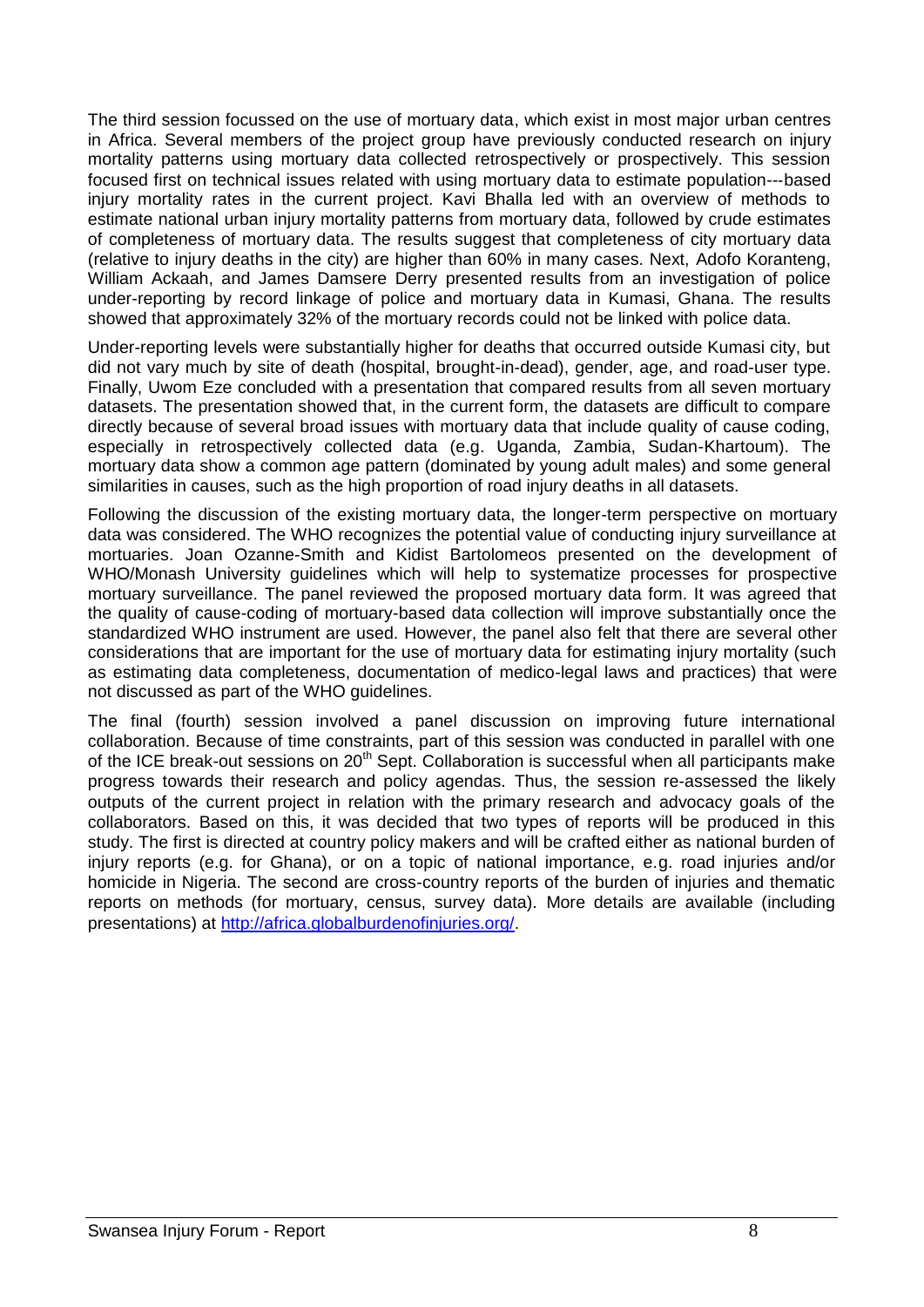The third session focussed on the use of mortuary data, which exist in most major urban centres in Africa. Several members of the project group have previously conducted research on injury mortality patterns using mortuary data collected retrospectively or prospectively. This session focused first on technical issues related with using mortuary data to estimate population---based injury mortality rates in the current project. Kavi Bhalla led with an overview of methods to estimate national urban injury mortality patterns from mortuary data, followed by crude estimates of completeness of mortuary data. The results suggest that completeness of city mortuary data (relative to injury deaths in the city) are higher than 60% in many cases. Next, Adofo Koranteng, William Ackaah, and James Damsere Derry presented results from an investigation of police under-reporting by record linkage of police and mortuary data in Kumasi, Ghana. The results showed that approximately 32% of the mortuary records could not be linked with police data.

Under-reporting levels were substantially higher for deaths that occurred outside Kumasi city, but did not vary much by site of death (hospital, brought-in-dead), gender, age, and road-user type. Finally, Uwom Eze concluded with a presentation that compared results from all seven mortuary datasets. The presentation showed that, in the current form, the datasets are difficult to compare directly because of several broad issues with mortuary data that include quality of cause coding, especially in retrospectively collected data (e.g. Uganda, Zambia, Sudan-Khartoum). The mortuary data show a common age pattern (dominated by young adult males) and some general similarities in causes, such as the high proportion of road injury deaths in all datasets.

Following the discussion of the existing mortuary data, the longer-term perspective on mortuary data was considered. The WHO recognizes the potential value of conducting injury surveillance at mortuaries. Joan Ozanne-Smith and Kidist Bartolomeos presented on the development of WHO/Monash University guidelines which will help to systematize processes for prospective mortuary surveillance. The panel reviewed the proposed mortuary data form. It was agreed that the quality of cause-coding of mortuary-based data collection will improve substantially once the standardized WHO instrument are used. However, the panel also felt that there are several other considerations that are important for the use of mortuary data for estimating injury mortality (such as estimating data completeness, documentation of medico-legal laws and practices) that were not discussed as part of the WHO guidelines.

The final (fourth) session involved a panel discussion on improving future international collaboration. Because of time constraints, part of this session was conducted in parallel with one of the ICE break-out sessions on 20th Sept. Collaboration is successful when all participants make progress towards their research and policy agendas. Thus, the session re-assessed the likely outputs of the current project in relation with the primary research and advocacy goals of the collaborators. Based on this, it was decided that two types of reports will be produced in this study. The first is directed at country policy makers and will be crafted either as national burden of injury reports (e.g. for Ghana), or on a topic of national importance, e.g. road injuries and/or homicide in Nigeria. The second are cross-country reports of the burden of injuries and thematic reports on methods (for mortuary, census, survey data). More details are available (including presentations) at [http://africa.globalburdenofinjuries.org/](http://africa.globalburdenofinjuries.org/).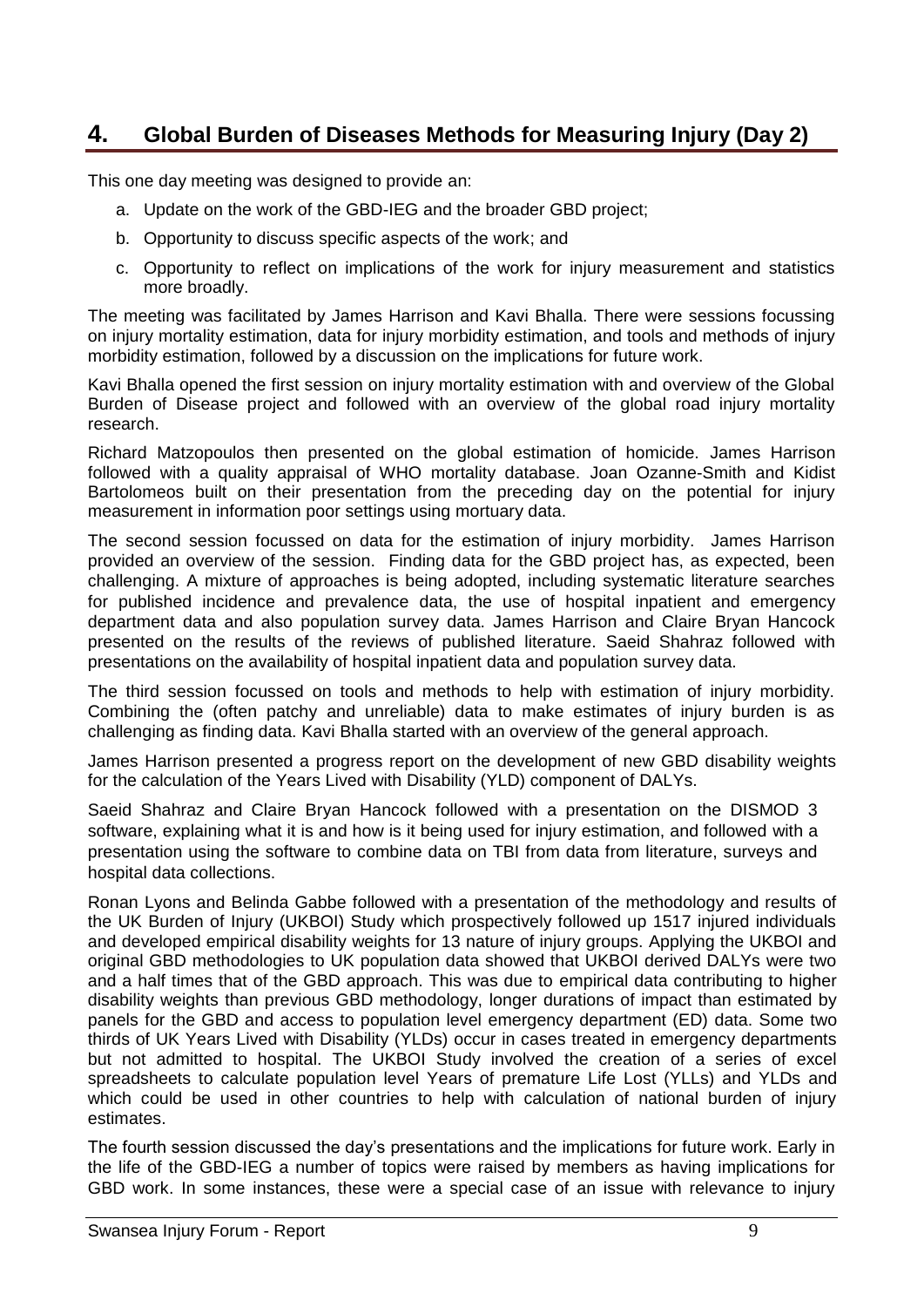## 4. Global Burden of Diseases Methods for Measuring Injury (Day 2)

This one day meeting was designed to provide an:

a. Update on the work of the GBD-IEG and the broader GBD project;

b. Opportunity to discuss specific aspects of the work; and

c. Opportunity to reflect on implications of the work for injury measurement and statistics more broadly.

The meeting was facilitated by James Harrison and Kavi Bhalla. There were sessions focussing on injury mortality estimation, data for injury morbidity estimation, and tools and methods of injury morbidity estimation, followed by a discussion on the implications for future work.

Kavi Bhalla opened the first session on injury mortality estimation with and overview of the Global Burden of Disease project and followed with an overview of the global road injury mortality research.

Richard Matzopoulos then presented on the global estimation of homicide. James Harrison followed with a quality appraisal of WHO mortality database. Joan Ozanne-Smith and Kidist Bartolomeos built on their presentation from the preceding day on the potential for injury measurement in information poor settings using mortuary data.

The second session focussed on data for the estimation of injury morbidity. James Harrison provided an overview of the session. Finding data for the GBD project has, as expected, been challenging. A mixture of approaches is being adopted, including systematic literature searches for published incidence and prevalence data, the use of hospital inpatient and emergency department data and also population survey data. James Harrison and Claire Bryan Hancock presented on the results of the reviews of published literature. Saeid Shahraz followed with presentations on the availability of hospital inpatient data and population survey data.

The third session focussed on tools and methods to help with estimation of injury morbidity. Combining the (often patchy and unreliable) data to make estimates of injury burden is as challenging as finding data. Kavi Bhalla started with an overview of the general approach.

James Harrison presented a progress report on the development of new GBD disability weights for the calculation of the Years Lived with Disability (YLD) component of DALYs.

Saeid Shahraz and Claire Bryan Hancock followed with a presentation on the DISMOD 3 software, explaining what it is and how is it being used for injury estimation, and followed with a presentation using the software to combine data on TBI from data from literature, surveys and hospital data collections.

Ronan Lyons and Belinda Gabbe followed with a presentation of the methodology and results of the UK Burden of Injury (UKBOI) Study which prospectively followed up 1517 injured individuals and developed empirical disability weights for 13 nature of injury groups. Applying the UKBOI and original GBD methodologies to UK population data showed that UKBOI derived DALYs were two and a half times that of the GBD approach. This was due to empirical data contributing to higher disability weights than previous GBD methodology, longer durations of impact than estimated by panels for the GBD and access to population level emergency department (ED) data. Some two thirds of UK Years Lived with Disability (YLDs) occur in cases treated in emergency departments but not admitted to hospital. The UKBOI Study involved the creation of a series of excel spreadsheets to calculate population level Years of premature Life Lost (YLLs) and YLDs and which could be used in other countries to help with calculation of national burden of injury estimates.

The fourth session discussed the day's presentations and the implications for future work. Early in the life of the GBD-IEG a number of topics were raised by members as having implications for GBD work. In some instances, these were a special case of an issue with relevance to injury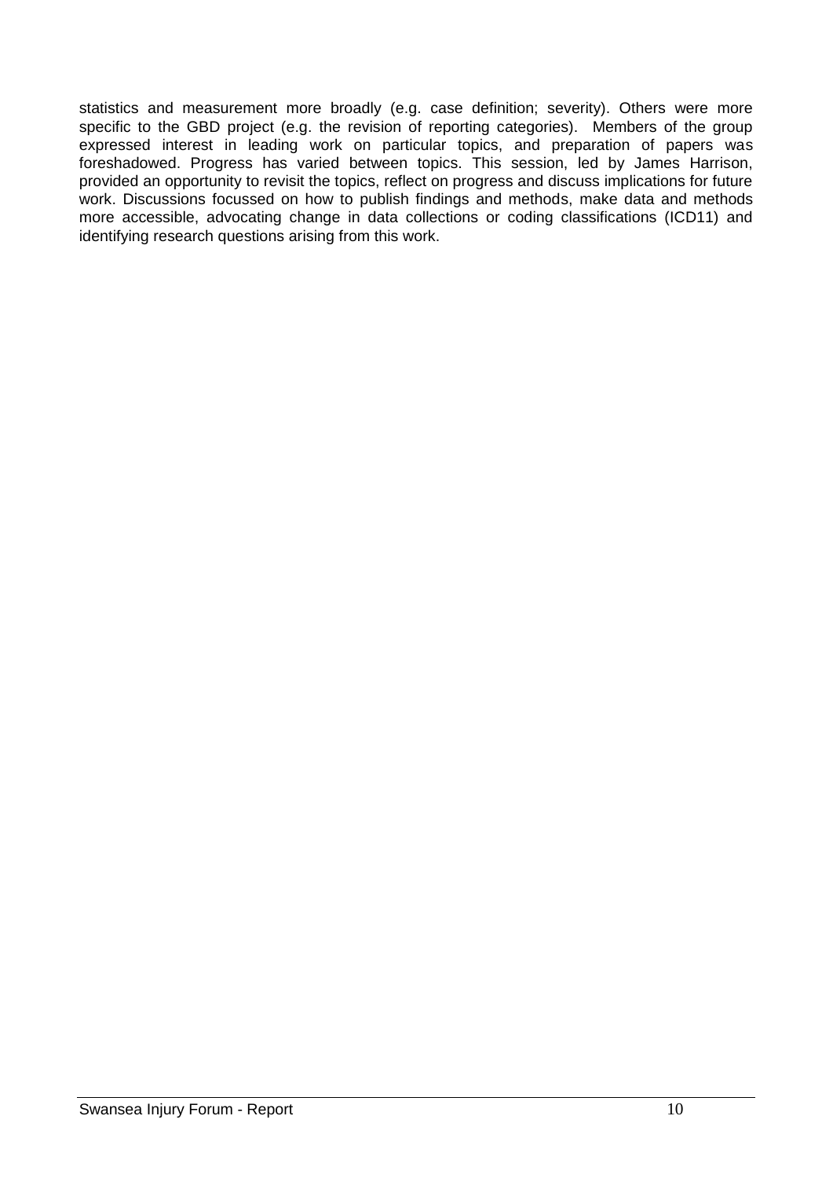statistics and measurement more broadly (e.g. case definition; severity). Others were more specific to the GBD project (e.g. the revision of reporting categories). Members of the group expressed interest in leading work on particular topics, and preparation of papers was foreshadowed. Progress has varied between topics. This session, led by James Harrison, provided an opportunity to revisit the topics, reflect on progress and discuss implications for future work. Discussions focussed on how to publish findings and methods, make data and methods more accessible, advocating change in data collections or coding classifications (ICD11) and identifying research questions arising from this work.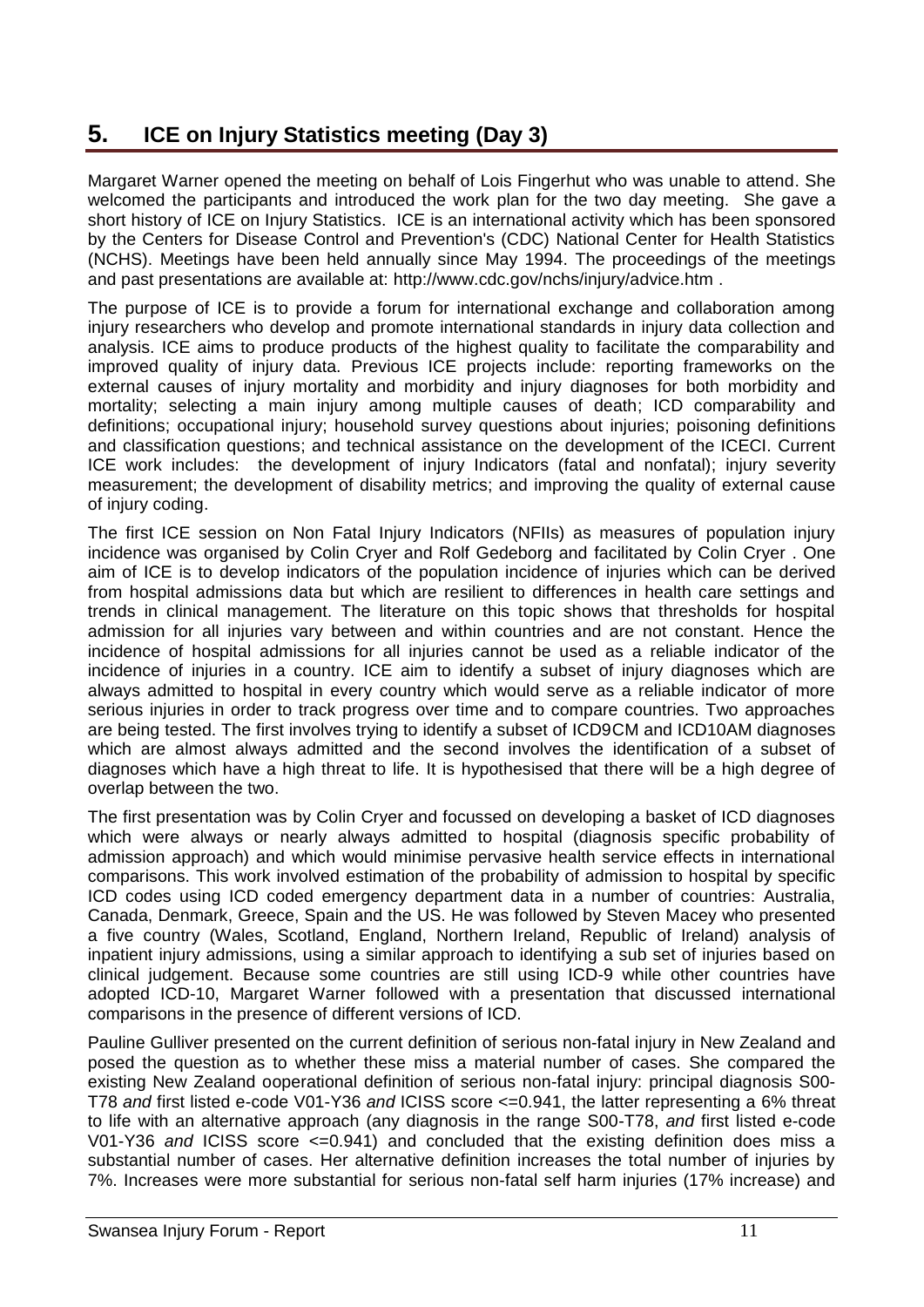## 5. ICE on Injury Statistics meeting (Day 3)

Margaret Warner opened the meeting on behalf of Lois Fingerhut who was unable to attend. She welcomed the participants and introduced the work plan for the two day meeting. She gave a short history of ICE on Injury Statistics. ICE is an international activity which has been sponsored by the Centers for Disease Control and Prevention's (CDC) National Center for Health Statistics (NCHS). Meetings have been held annually since May 1994. The proceedings of the meetings and past presentations are available at: http://www.cdc.gov/nchs/injury/advice.htm .

The purpose of ICE is to provide a forum for international exchange and collaboration among injury researchers who develop and promote international standards in injury data collection and analysis. ICE aims to produce products of the highest quality to facilitate the comparability and improved quality of injury data. Previous ICE projects include: reporting frameworks on the external causes of injury mortality and morbidity and injury diagnoses for both morbidity and mortality; selecting a main injury among multiple causes of death; ICD comparability and definitions; occupational injury; household survey questions about injuries; poisoning definitions and classification questions; and technical assistance on the development of the ICECI. Current ICE work includes: the development of injury Indicators (fatal and nonfatal); injury severity measurement; the development of disability metrics; and improving the quality of external cause of injury coding.

The first ICE session on Non Fatal Injury Indicators (NFIIs) as measures of population injury incidence was organised by Colin Cryer and Rolf Gedeborg and facilitated by Colin Cryer . One aim of ICE is to develop indicators of the population incidence of injuries which can be derived from hospital admissions data but which are resilient to differences in health care settings and trends in clinical management. The literature on this topic shows that thresholds for hospital admission for all injuries vary between and within countries and are not constant. Hence the incidence of hospital admissions for all injuries cannot be used as a reliable indicator of the incidence of injuries in a country. ICE aim to identify a subset of injury diagnoses which are always admitted to hospital in every country which would serve as a reliable indicator of more serious injuries in order to track progress over time and to compare countries. Two approaches are being tested. The first involves trying to identify a subset of ICD9CM and ICD10AM diagnoses which are almost always admitted and the second involves the identification of a subset of diagnoses which have a high threat to life. It is hypothesised that there will be a high degree of overlap between the two.

The first presentation was by Colin Cryer and focussed on developing a basket of ICD diagnoses which were always or nearly always admitted to hospital (diagnosis specific probability of admission approach) and which would minimise pervasive health service effects in international comparisons. This work involved estimation of the probability of admission to hospital by specific ICD codes using ICD coded emergency department data in a number of countries: Australia, Canada, Denmark, Greece, Spain and the US. He was followed by Steven Macey who presented a five country (Wales, Scotland, England, Northern Ireland, Republic of Ireland) analysis of inpatient injury admissions, using a similar approach to identifying a sub set of injuries based on clinical judgement. Because some countries are still using ICD-9 while other countries have adopted ICD-10, Margaret Warner followed with a presentation that discussed international comparisons in the presence of different versions of ICD.

Pauline Gulliver presented on the current definition of serious non-fatal injury in New Zealand and posed the question as to whether these miss a material number of cases. She compared the existing New Zealand ooperational definition of serious non-fatal injury: principal diagnosis S00-T78 *and* first listed e-code V01-Y36 *and* ICISS score <=0.941, the latter representing a 6% threat to life with an alternative approach (any diagnosis in the range S00-T78, *and* first listed e-code V01-Y36 *and* ICISS score <=0.941) and concluded that the existing definition does miss a substantial number of cases. Her alternative definition increases the total number of injuries by 7%. Increases were more substantial for serious non-fatal self harm injuries (17% increase) and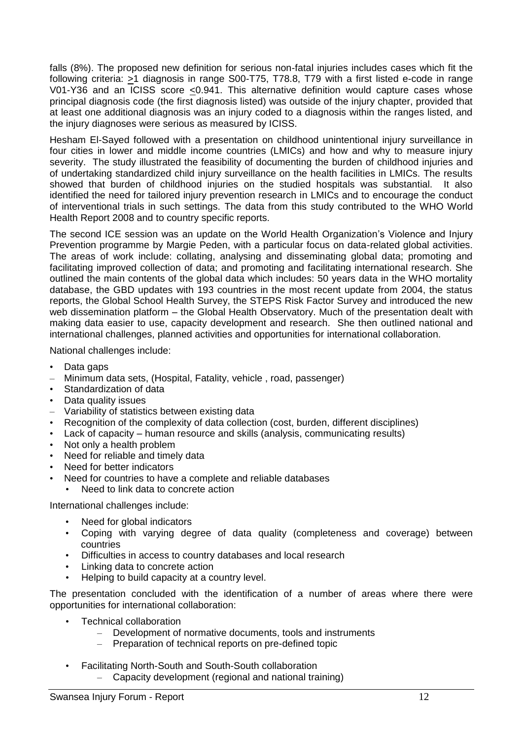falls (8%). The proposed new definition for serious non-fatal injuries includes cases which fit the following criteria: $\geq$1 diagnosis in range S00-T75, T78.8, T79 with a first listed e-code in range V01-Y36 and an ICISS score $\leq$0.941. This alternative definition would capture cases whose principal diagnosis code (the first diagnosis listed) was outside of the injury chapter, provided that at least one additional diagnosis was an injury coded to a diagnosis within the ranges listed, and the injury diagnoses were serious as measured by ICISS.

Hesham El-Sayed followed with a presentation on childhood unintentional injury surveillance in four cities in lower and middle income countries (LMICs) and how and why to measure injury severity. The study illustrated the feasibility of documenting the burden of childhood injuries and of undertaking standardized child injury surveillance on the health facilities in LMICs. The results showed that burden of childhood injuries on the studied hospitals was substantial. It also identified the need for tailored injury prevention research in LMICs and to encourage the conduct of interventional trials in such settings. The data from this study contributed to the WHO World Health Report 2008 and to country specific reports.

The second ICE session was an update on the World Health Organization's Violence and Injury Prevention programme by Margie Peden, with a particular focus on data-related global activities. The areas of work include: collating, analysing and disseminating global data; promoting and facilitating improved collection of data; and promoting and facilitating international research. She outlined the main contents of the global data which includes: 50 years data in the WHO mortality database, the GBD updates with 193 countries in the most recent update from 2004, the status reports, the Global School Health Survey, the STEPS Risk Factor Survey and introduced the new web dissemination platform – the Global Health Observatory. Much of the presentation dealt with making data easier to use, capacity development and research. She then outlined national and international challenges, planned activities and opportunities for international collaboration.

National challenges include:

- Data gaps
- Minimum data sets, (Hospital, Fatality, vehicle , road, passenger)
- Standardization of data
- Data quality issues
- Variability of statistics between existing data
- Recognition of the complexity of data collection (cost, burden, different disciplines)
- Lack of capacity – human resource and skills (analysis, communicating results)
- Not only a health problem
- Need for reliable and timely data
- Need for better indicators
- Need for countries to have a complete and reliable databases
  - Need to link data to concrete action

International challenges include:

- Need for global indicators
- Coping with varying degree of data quality (completeness and coverage) between countries
- Difficulties in access to country databases and local research
- Linking data to concrete action
- Helping to build capacity at a country level.

The presentation concluded with the identification of a number of areas where there were opportunities for international collaboration:

- Technical collaboration
  - Development of normative documents, tools and instruments
  - Preparation of technical reports on pre-defined topic
- Facilitating North-South and South-South collaboration
  - Capacity development (regional and national training)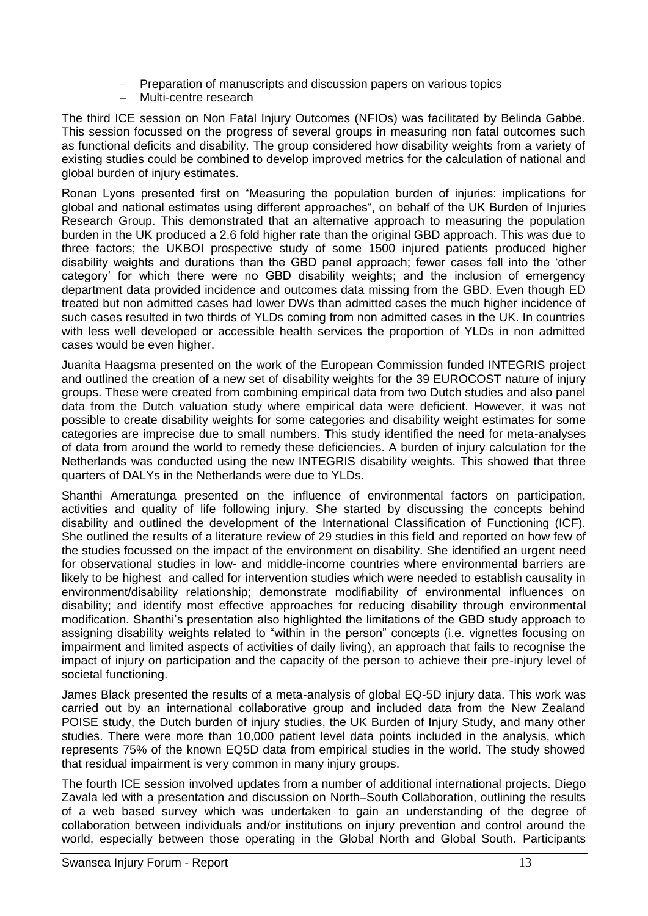- Preparation of manuscripts and discussion papers on various topics
- Multi-centre research

The third ICE session on Non Fatal Injury Outcomes (NFIOs) was facilitated by Belinda Gabbe. This session focussed on the progress of several groups in measuring non fatal outcomes such as functional deficits and disability. The group considered how disability weights from a variety of existing studies could be combined to develop improved metrics for the calculation of national and global burden of injury estimates.

Ronan Lyons presented first on "Measuring the population burden of injuries: implications for global and national estimates using different approaches", on behalf of the UK Burden of Injuries Research Group. This demonstrated that an alternative approach to measuring the population burden in the UK produced a 2.6 fold higher rate than the original GBD approach. This was due to three factors; the UKBOI prospective study of some 1500 injured patients produced higher disability weights and durations than the GBD panel approach; fewer cases fell into the 'other category' for which there were no GBD disability weights; and the inclusion of emergency department data provided incidence and outcomes data missing from the GBD. Even though ED treated but non admitted cases had lower DWs than admitted cases the much higher incidence of such cases resulted in two thirds of YLDs coming from non admitted cases in the UK. In countries with less well developed or accessible health services the proportion of YLDs in non admitted cases would be even higher.

Juanita Haagsma presented on the work of the European Commission funded INTEGRIS project and outlined the creation of a new set of disability weights for the 39 EUROCOST nature of injury groups. These were created from combining empirical data from two Dutch studies and also panel data from the Dutch valuation study where empirical data were deficient. However, it was not possible to create disability weights for some categories and disability weight estimates for some categories are imprecise due to small numbers. This study identified the need for meta-analyses of data from around the world to remedy these deficiencies. A burden of injury calculation for the Netherlands was conducted using the new INTEGRIS disability weights. This showed that three quarters of DALYs in the Netherlands were due to YLDs.

Shanthi Ameratunga presented on the influence of environmental factors on participation, activities and quality of life following injury. She started by discussing the concepts behind disability and outlined the development of the International Classification of Functioning (ICF). She outlined the results of a literature review of 29 studies in this field and reported on how few of the studies focussed on the impact of the environment on disability. She identified an urgent need for observational studies in low- and middle-income countries where environmental barriers are likely to be highest and called for intervention studies which were needed to establish causality in environment/disability relationship; demonstrate modifiability of environmental influences on disability; and identify most effective approaches for reducing disability through environmental modification. Shanthi's presentation also highlighted the limitations of the GBD study approach to assigning disability weights related to "within in the person" concepts (i.e. vignettes focusing on impairment and limited aspects of activities of daily living), an approach that fails to recognise the impact of injury on participation and the capacity of the person to achieve their pre-injury level of societal functioning.

James Black presented the results of a meta-analysis of global EQ-5D injury data. This work was carried out by an international collaborative group and included data from the New Zealand POISE study, the Dutch burden of injury studies, the UK Burden of Injury Study, and many other studies. There were more than 10,000 patient level data points included in the analysis, which represents 75% of the known EQ5D data from empirical studies in the world. The study showed that residual impairment is very common in many injury groups.

The fourth ICE session involved updates from a number of additional international projects. Diego Zavala led with a presentation and discussion on North–South Collaboration, outlining the results of a web based survey which was undertaken to gain an understanding of the degree of collaboration between individuals and/or institutions on injury prevention and control around the world, especially between those operating in the Global North and Global South. Participants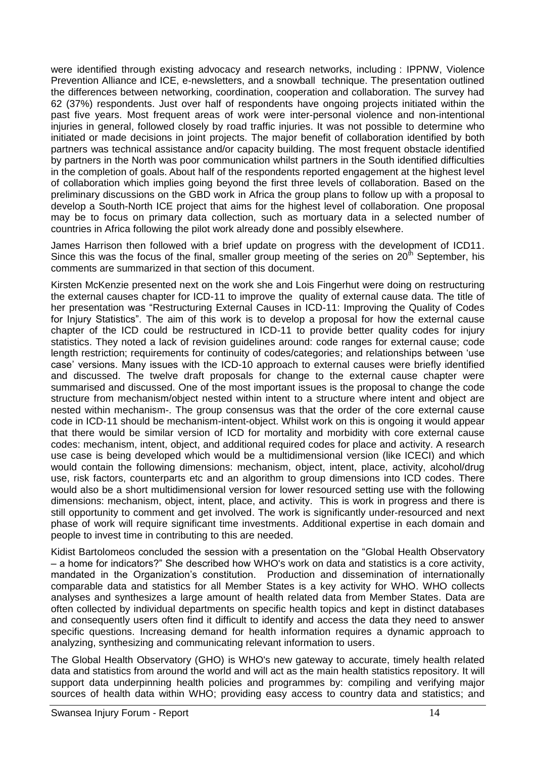were identified through existing advocacy and research networks, including : IPPNW, Violence Prevention Alliance and ICE, e-newsletters, and a snowball technique. The presentation outlined the differences between networking, coordination, cooperation and collaboration. The survey had 62 (37%) respondents. Just over half of respondents have ongoing projects initiated within the past five years. Most frequent areas of work were inter-personal violence and non-intentional injuries in general, followed closely by road traffic injuries. It was not possible to determine who initiated or made decisions in joint projects. The major benefit of collaboration identified by both partners was technical assistance and/or capacity building. The most frequent obstacle identified by partners in the North was poor communication whilst partners in the South identified difficulties in the completion of goals. About half of the respondents reported engagement at the highest level of collaboration which implies going beyond the first three levels of collaboration. Based on the preliminary discussions on the GBD work in Africa the group plans to follow up with a proposal to develop a South-North ICE project that aims for the highest level of collaboration. One proposal may be to focus on primary data collection, such as mortuary data in a selected number of countries in Africa following the pilot work already done and possibly elsewhere.

James Harrison then followed with a brief update on progress with the development of ICD11. Since this was the focus of the final, smaller group meeting of the series on 20th September, his comments are summarized in that section of this document.

Kirsten McKenzie presented next on the work she and Lois Fingerhut were doing on restructuring the external causes chapter for ICD-11 to improve the quality of external cause data. The title of her presentation was "Restructuring External Causes in ICD-11: Improving the Quality of Codes for Injury Statistics". The aim of this work is to develop a proposal for how the external cause chapter of the ICD could be restructured in ICD-11 to provide better quality codes for injury statistics. They noted a lack of revision guidelines around: code ranges for external cause; code length restriction; requirements for continuity of codes/categories; and relationships between 'use case' versions. Many issues with the ICD-10 approach to external causes were briefly identified and discussed. The twelve draft proposals for change to the external cause chapter were summarised and discussed. One of the most important issues is the proposal to change the code structure from mechanism/object nested within intent to a structure where intent and object are nested within mechanism-. The group consensus was that the order of the core external cause code in ICD-11 should be mechanism-intent-object. Whilst work on this is ongoing it would appear that there would be similar version of ICD for mortality and morbidity with core external cause codes: mechanism, intent, object, and additional required codes for place and activity. A research use case is being developed which would be a multidimensional version (like ICECI) and which would contain the following dimensions: mechanism, object, intent, place, activity, alcohol/drug use, risk factors, counterparts etc and an algorithm to group dimensions into ICD codes. There would also be a short multidimensional version for lower resourced setting use with the following dimensions: mechanism, object, intent, place, and activity. This is work in progress and there is still opportunity to comment and get involved. The work is significantly under-resourced and next phase of work will require significant time investments. Additional expertise in each domain and people to invest time in contributing to this are needed.

Kidist Bartolomeos concluded the session with a presentation on the "Global Health Observatory – a home for indicators?" She described how WHO's work on data and statistics is a core activity, mandated in the Organization's constitution. Production and dissemination of internationally comparable data and statistics for all Member States is a key activity for WHO. WHO collects analyses and synthesizes a large amount of health related data from Member States. Data are often collected by individual departments on specific health topics and kept in distinct databases and consequently users often find it difficult to identify and access the data they need to answer specific questions. Increasing demand for health information requires a dynamic approach to analyzing, synthesizing and communicating relevant information to users.

The Global Health Observatory (GHO) is WHO's new gateway to accurate, timely health related data and statistics from around the world and will act as the main health statistics repository. It will support data underpinning health policies and programmes by: compiling and verifying major sources of health data within WHO; providing easy access to country data and statistics; and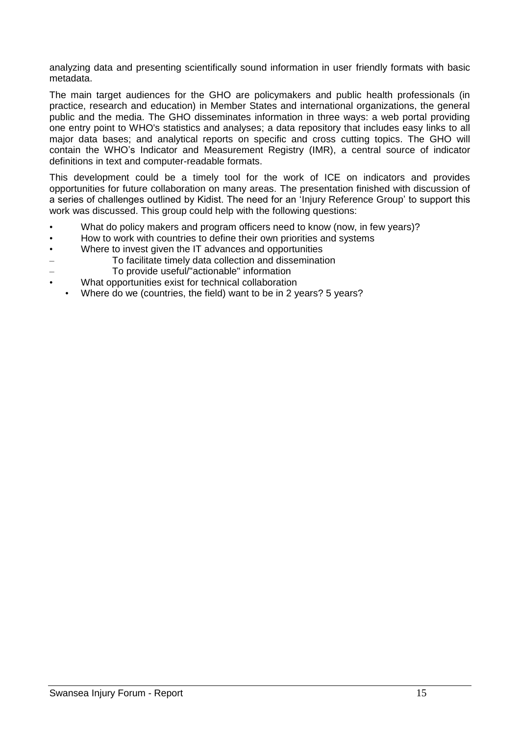analyzing data and presenting scientifically sound information in user friendly formats with basic metadata.

The main target audiences for the GHO are policymakers and public health professionals (in practice, research and education) in Member States and international organizations, the general public and the media. The GHO disseminates information in three ways: a web portal providing one entry point to WHO's statistics and analyses; a data repository that includes easy links to all major data bases; and analytical reports on specific and cross cutting topics. The GHO will contain the WHO's Indicator and Measurement Registry (IMR), a central source of indicator definitions in text and computer-readable formats.

This development could be a timely tool for the work of ICE on indicators and provides opportunities for future collaboration on many areas. The presentation finished with discussion of a series of challenges outlined by Kidist. The need for an 'Injury Reference Group' to support this work was discussed. This group could help with the following questions:

- What do policy makers and program officers need to know (now, in few years)?
- How to work with countries to define their own priorities and systems
- Where to invest given the IT advances and opportunities
  - To facilitate timely data collection and dissemination
  - To provide useful/"actionable" information
- What opportunities exist for technical collaboration
  - Where do we (countries, the field) want to be in 2 years? 5 years?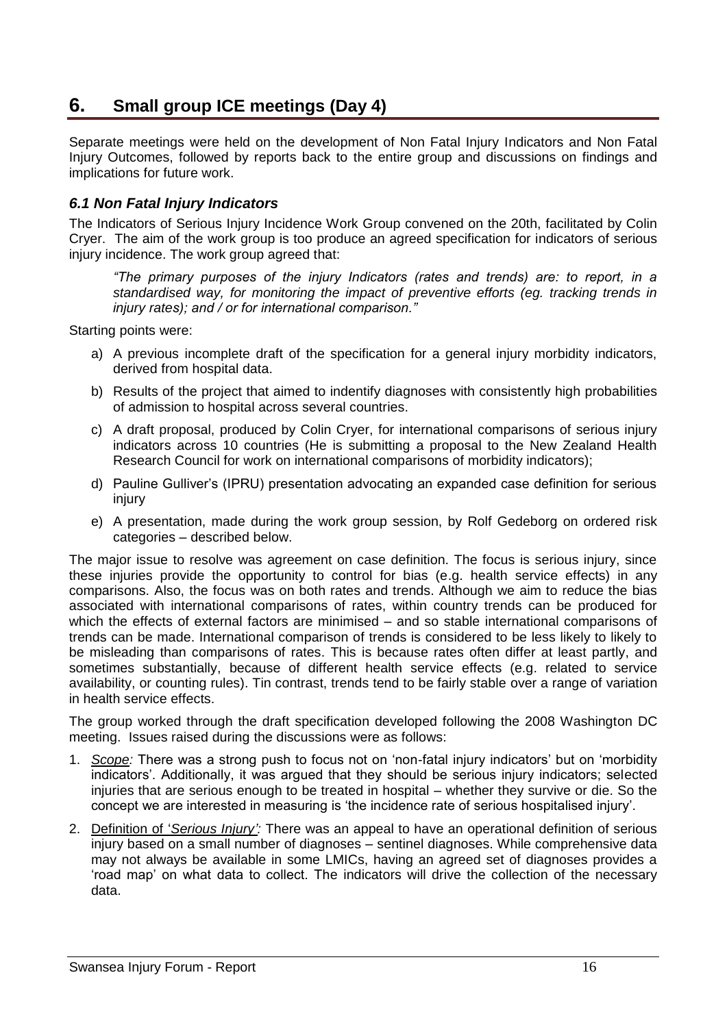# 6. Small group ICE meetings (Day 4)

Separate meetings were held on the development of Non Fatal Injury Indicators and Non Fatal Injury Outcomes, followed by reports back to the entire group and discussions on findings and implications for future work.

## *6.1 Non Fatal Injury Indicators*

The Indicators of Serious Injury Incidence Work Group convened on the 20th, facilitated by Colin Cryer. The aim of the work group is too produce an agreed specification for indicators of serious injury incidence. The work group agreed that:

> *"The primary purposes of the injury Indicators (rates and trends) are: to report, in a standardised way, for monitoring the impact of preventive efforts (eg. tracking trends in injury rates); and / or for international comparison."*

Starting points were:

a) A previous incomplete draft of the specification for a general injury morbidity indicators, derived from hospital data.

b) Results of the project that aimed to indentify diagnoses with consistently high probabilities of admission to hospital across several countries.

c) A draft proposal, produced by Colin Cryer, for international comparisons of serious injury indicators across 10 countries (He is submitting a proposal to the New Zealand Health Research Council for work on international comparisons of morbidity indicators);

d) Pauline Gulliver's (IPRU) presentation advocating an expanded case definition for serious injury

e) A presentation, made during the work group session, by Rolf Gedeborg on ordered risk categories – described below.

The major issue to resolve was agreement on case definition. The focus is serious injury, since these injuries provide the opportunity to control for bias (e.g. health service effects) in any comparisons. Also, the focus was on both rates and trends. Although we aim to reduce the bias associated with international comparisons of rates, within country trends can be produced for which the effects of external factors are minimised – and so stable international comparisons of trends can be made. International comparison of trends is considered to be less likely to likely to be misleading than comparisons of rates. This is because rates often differ at least partly, and sometimes substantially, because of different health service effects (e.g. related to service availability, or counting rules). Tin contrast, trends tend to be fairly stable over a range of variation in health service effects.

The group worked through the draft specification developed following the 2008 Washington DC meeting. Issues raised during the discussions were as follows:

1. *Scope:* There was a strong push to focus not on 'non-fatal injury indicators' but on 'morbidity indicators'. Additionally, it was argued that they should be serious injury indicators; selected injuries that are serious enough to be treated in hospital – whether they survive or die. So the concept we are interested in measuring is 'the incidence rate of serious hospitalised injury'.

2. Definition of '*Serious Injury':* There was an appeal to have an operational definition of serious injury based on a small number of diagnoses – sentinel diagnoses. While comprehensive data may not always be available in some LMICs, having an agreed set of diagnoses provides a 'road map' on what data to collect. The indicators will drive the collection of the necessary data.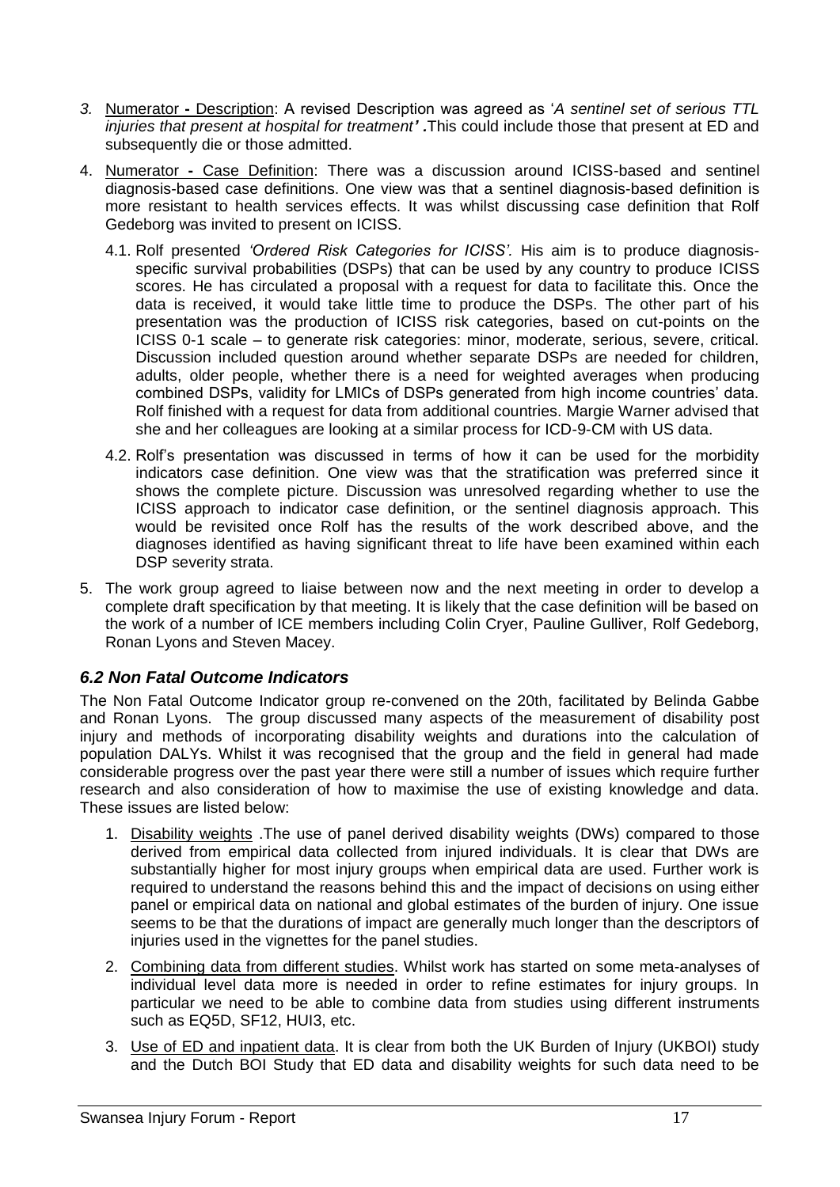3. Numerator - Description: A revised Description was agreed as '*A sentinel set of serious TTL injuries that present at hospital for treatment'*. This could include those that present at ED and subsequently die or those admitted.

4. Numerator - Case Definition: There was a discussion around ICISS-based and sentinel diagnosis-based case definitions. One view was that a sentinel diagnosis-based definition is more resistant to health services effects. It was whilst discussing case definition that Rolf Gedeborg was invited to present on ICISS.

   4.1. Rolf presented *'Ordered Risk Categories for ICISS'*. His aim is to produce diagnosis-specific survival probabilities (DSPs) that can be used by any country to produce ICISS scores. He has circulated a proposal with a request for data to facilitate this. Once the data is received, it would take little time to produce the DSPs. The other part of his presentation was the production of ICISS risk categories, based on cut-points on the ICISS 0-1 scale – to generate risk categories: minor, moderate, serious, severe, critical. Discussion included question around whether separate DSPs are needed for children, adults, older people, whether there is a need for weighted averages when producing combined DSPs, validity for LMICs of DSPs generated from high income countries' data. Rolf finished with a request for data from additional countries. Margie Warner advised that she and her colleagues are looking at a similar process for ICD-9-CM with US data.

   4.2. Rolf's presentation was discussed in terms of how it can be used for the morbidity indicators case definition. One view was that the stratification was preferred since it shows the complete picture. Discussion was unresolved regarding whether to use the ICISS approach to indicator case definition, or the sentinel diagnosis approach. This would be revisited once Rolf has the results of the work described above, and the diagnoses identified as having significant threat to life have been examined within each DSP severity strata.

5. The work group agreed to liaise between now and the next meeting in order to develop a complete draft specification by that meeting. It is likely that the case definition will be based on the work of a number of ICE members including Colin Cryer, Pauline Gulliver, Rolf Gedeborg, Ronan Lyons and Steven Macey.

### *6.2 Non Fatal Outcome Indicators*

The Non Fatal Outcome Indicator group re-convened on the 20th, facilitated by Belinda Gabbe and Ronan Lyons. The group discussed many aspects of the measurement of disability post injury and methods of incorporating disability weights and durations into the calculation of population DALYs. Whilst it was recognised that the group and the field in general had made considerable progress over the past year there were still a number of issues which require further research and also consideration of how to maximise the use of existing knowledge and data. These issues are listed below:

1. Disability weights .The use of panel derived disability weights (DWs) compared to those derived from empirical data collected from injured individuals. It is clear that DWs are substantially higher for most injury groups when empirical data are used. Further work is required to understand the reasons behind this and the impact of decisions on using either panel or empirical data on national and global estimates of the burden of injury. One issue seems to be that the durations of impact are generally much longer than the descriptors of injuries used in the vignettes for the panel studies.

2. Combining data from different studies. Whilst work has started on some meta-analyses of individual level data more is needed in order to refine estimates for injury groups. In particular we need to be able to combine data from studies using different instruments such as EQ5D, SF12, HUI3, etc.

3. Use of ED and inpatient data. It is clear from both the UK Burden of Injury (UKBOI) study and the Dutch BOI Study that ED data and disability weights for such data need to be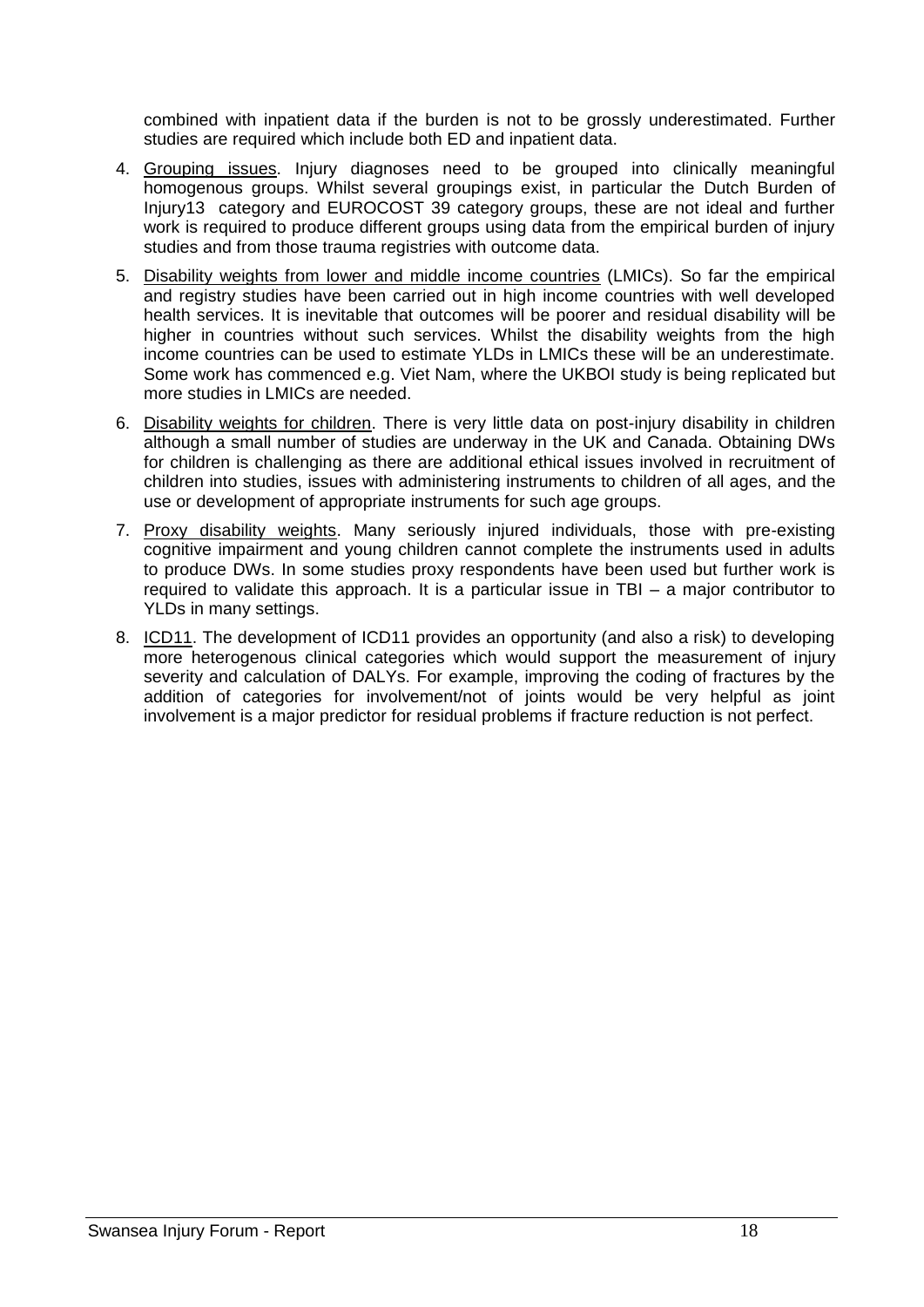combined with inpatient data if the burden is not to be grossly underestimated. Further studies are required which include both ED and inpatient data.

4. Grouping issues. Injury diagnoses need to be grouped into clinically meaningful homogenous groups. Whilst several groupings exist, in particular the Dutch Burden of Injury13 category and EUROCOST 39 category groups, these are not ideal and further work is required to produce different groups using data from the empirical burden of injury studies and from those trauma registries with outcome data.
5. Disability weights from lower and middle income countries (LMICs). So far the empirical and registry studies have been carried out in high income countries with well developed health services. It is inevitable that outcomes will be poorer and residual disability will be higher in countries without such services. Whilst the disability weights from the high income countries can be used to estimate YLDs in LMICs these will be an underestimate. Some work has commenced e.g. Viet Nam, where the UKBOI study is being replicated but more studies in LMICs are needed.
6. Disability weights for children. There is very little data on post-injury disability in children although a small number of studies are underway in the UK and Canada. Obtaining DWs for children is challenging as there are additional ethical issues involved in recruitment of children into studies, issues with administering instruments to children of all ages, and the use or development of appropriate instruments for such age groups.
7. Proxy disability weights. Many seriously injured individuals, those with pre-existing cognitive impairment and young children cannot complete the instruments used in adults to produce DWs. In some studies proxy respondents have been used but further work is required to validate this approach. It is a particular issue in TBI – a major contributor to YLDs in many settings.
8. ICD11. The development of ICD11 provides an opportunity (and also a risk) to developing more heterogenous clinical categories which would support the measurement of injury severity and calculation of DALYs. For example, improving the coding of fractures by the addition of categories for involvement/not of joints would be very helpful as joint involvement is a major predictor for residual problems if fracture reduction is not perfect.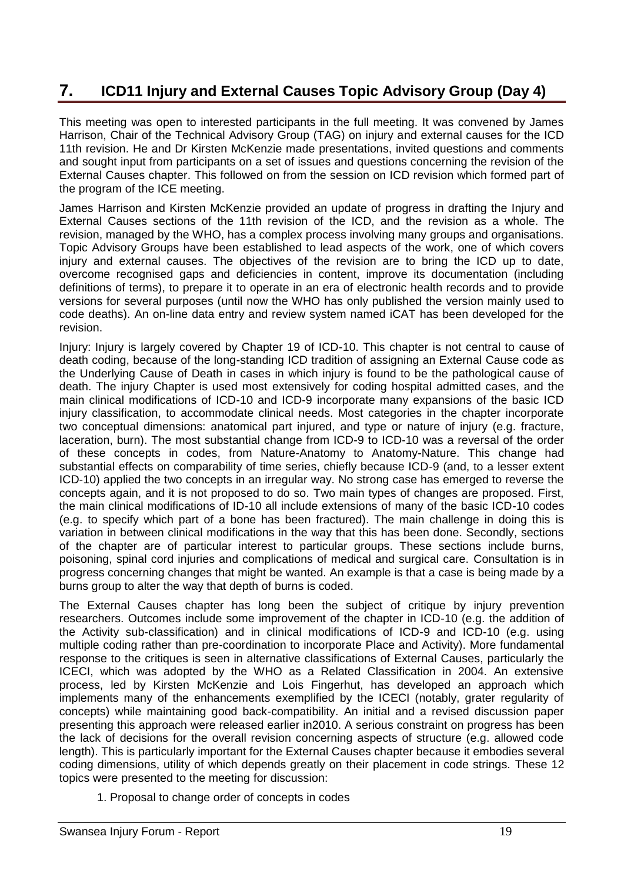## 7. ICD11 Injury and External Causes Topic Advisory Group (Day 4)

This meeting was open to interested participants in the full meeting. It was convened by James Harrison, Chair of the Technical Advisory Group (TAG) on injury and external causes for the ICD 11th revision. He and Dr Kirsten McKenzie made presentations, invited questions and comments and sought input from participants on a set of issues and questions concerning the revision of the External Causes chapter. This followed on from the session on ICD revision which formed part of the program of the ICE meeting.

James Harrison and Kirsten McKenzie provided an update of progress in drafting the Injury and External Causes sections of the 11th revision of the ICD, and the revision as a whole. The revision, managed by the WHO, has a complex process involving many groups and organisations. Topic Advisory Groups have been established to lead aspects of the work, one of which covers injury and external causes. The objectives of the revision are to bring the ICD up to date, overcome recognised gaps and deficiencies in content, improve its documentation (including definitions of terms), to prepare it to operate in an era of electronic health records and to provide versions for several purposes (until now the WHO has only published the version mainly used to code deaths). An on-line data entry and review system named iCAT has been developed for the revision.

Injury: Injury is largely covered by Chapter 19 of ICD-10. This chapter is not central to cause of death coding, because of the long-standing ICD tradition of assigning an External Cause code as the Underlying Cause of Death in cases in which injury is found to be the pathological cause of death. The injury Chapter is used most extensively for coding hospital admitted cases, and the main clinical modifications of ICD-10 and ICD-9 incorporate many expansions of the basic ICD injury classification, to accommodate clinical needs. Most categories in the chapter incorporate two conceptual dimensions: anatomical part injured, and type or nature of injury (e.g. fracture, laceration, burn). The most substantial change from ICD-9 to ICD-10 was a reversal of the order of these concepts in codes, from Nature-Anatomy to Anatomy-Nature. This change had substantial effects on comparability of time series, chiefly because ICD-9 (and, to a lesser extent ICD-10) applied the two concepts in an irregular way. No strong case has emerged to reverse the concepts again, and it is not proposed to do so. Two main types of changes are proposed. First, the main clinical modifications of ID-10 all include extensions of many of the basic ICD-10 codes (e.g. to specify which part of a bone has been fractured). The main challenge in doing this is variation in between clinical modifications in the way that this has been done. Secondly, sections of the chapter are of particular interest to particular groups. These sections include burns, poisoning, spinal cord injuries and complications of medical and surgical care. Consultation is in progress concerning changes that might be wanted. An example is that a case is being made by a burns group to alter the way that depth of burns is coded.

The External Causes chapter has long been the subject of critique by injury prevention researchers. Outcomes include some improvement of the chapter in ICD-10 (e.g. the addition of the Activity sub-classification) and in clinical modifications of ICD-9 and ICD-10 (e.g. using multiple coding rather than pre-coordination to incorporate Place and Activity). More fundamental response to the critiques is seen in alternative classifications of External Causes, particularly the ICECI, which was adopted by the WHO as a Related Classification in 2004. An extensive process, led by Kirsten McKenzie and Lois Fingerhut, has developed an approach which implements many of the enhancements exemplified by the ICECI (notably, grater regularity of concepts) while maintaining good back-compatibility. An initial and a revised discussion paper presenting this approach were released earlier in2010. A serious constraint on progress has been the lack of decisions for the overall revision concerning aspects of structure (e.g. allowed code length). This is particularly important for the External Causes chapter because it embodies several coding dimensions, utility of which depends greatly on their placement in code strings. These 12 topics were presented to the meeting for discussion:

1. Proposal to change order of concepts in codes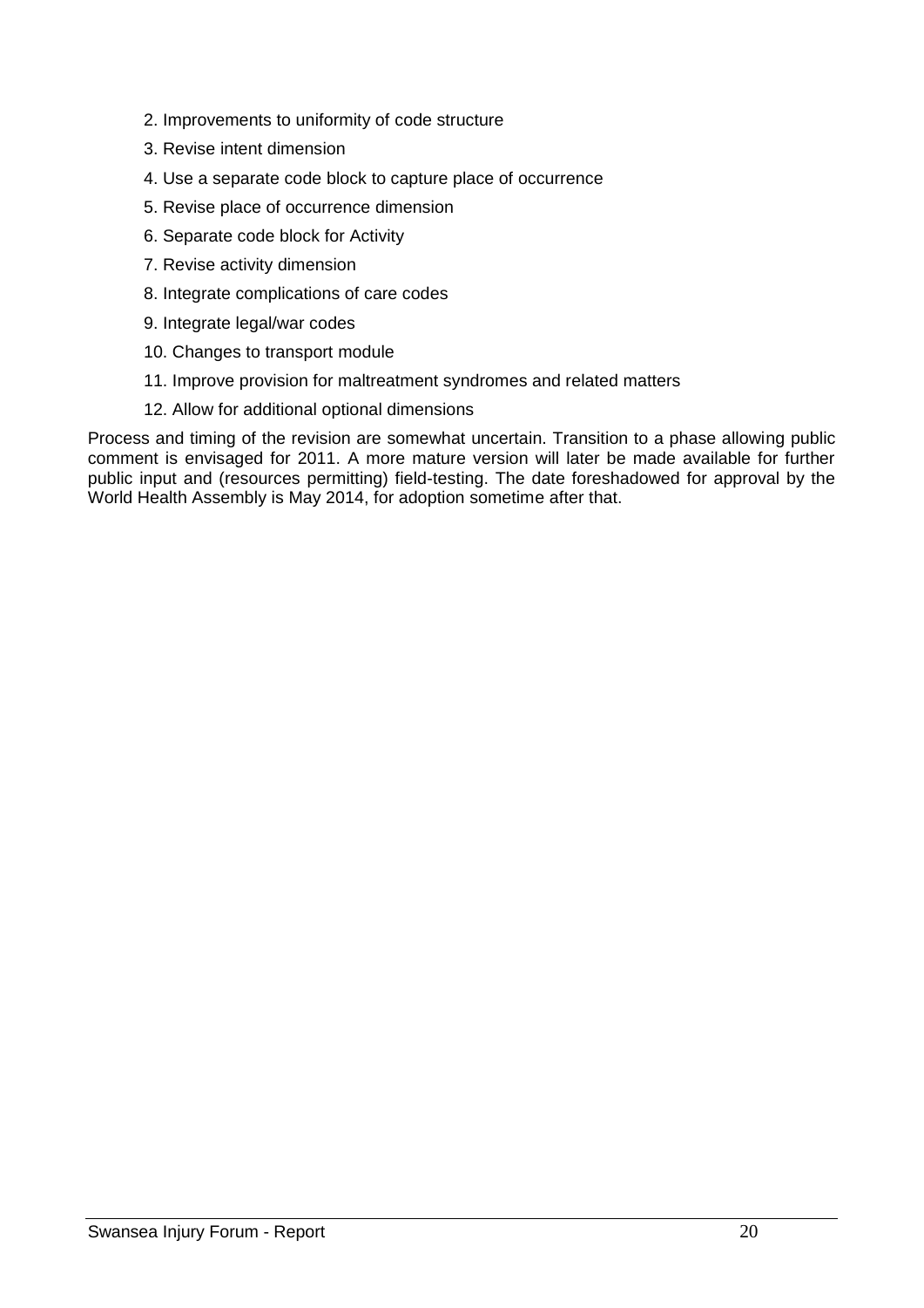2. Improvements to uniformity of code structure
3. Revise intent dimension
4. Use a separate code block to capture place of occurrence
5. Revise place of occurrence dimension
6. Separate code block for Activity
7. Revise activity dimension
8. Integrate complications of care codes
9. Integrate legal/war codes
10. Changes to transport module
11. Improve provision for maltreatment syndromes and related matters
12. Allow for additional optional dimensions

Process and timing of the revision are somewhat uncertain. Transition to a phase allowing public comment is envisaged for 2011. A more mature version will later be made available for further public input and (resources permitting) field-testing. The date foreshadowed for approval by the World Health Assembly is May 2014, for adoption sometime after that.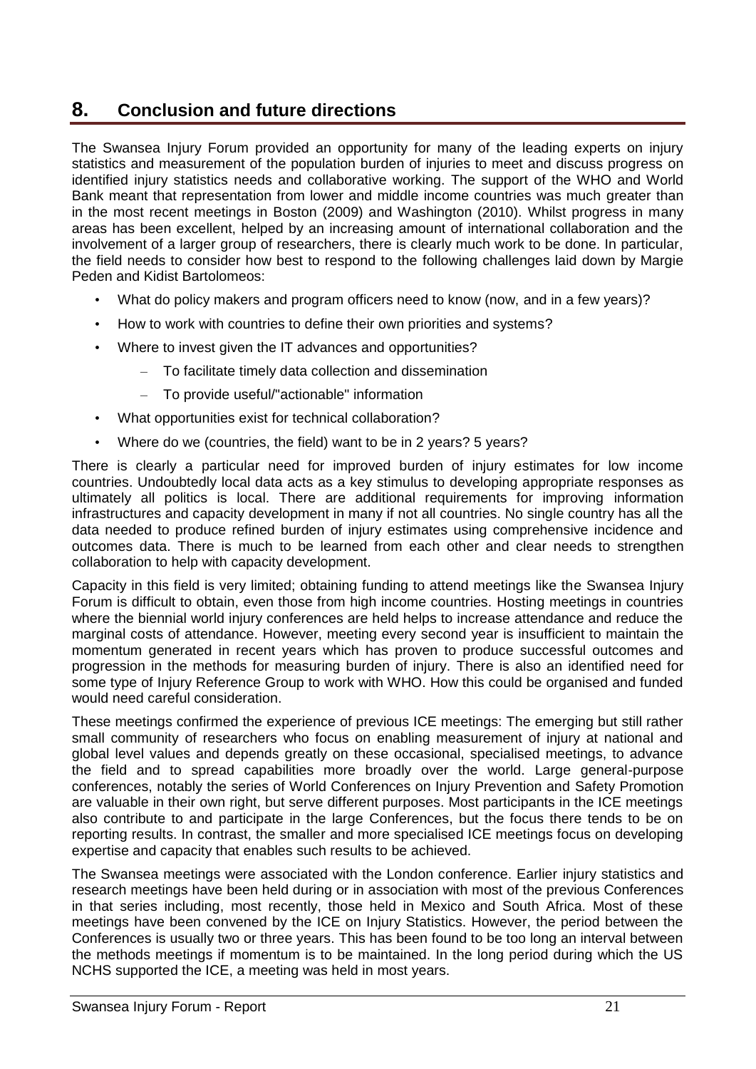# 8. Conclusion and future directions

The Swansea Injury Forum provided an opportunity for many of the leading experts on injury statistics and measurement of the population burden of injuries to meet and discuss progress on identified injury statistics needs and collaborative working. The support of the WHO and World Bank meant that representation from lower and middle income countries was much greater than in the most recent meetings in Boston (2009) and Washington (2010). Whilst progress in many areas has been excellent, helped by an increasing amount of international collaboration and the involvement of a larger group of researchers, there is clearly much work to be done. In particular, the field needs to consider how best to respond to the following challenges laid down by Margie Peden and Kidist Bartolomeos:

- What do policy makers and program officers need to know (now, and in a few years)?
- How to work with countries to define their own priorities and systems?
- Where to invest given the IT advances and opportunities?
  - To facilitate timely data collection and dissemination
  - To provide useful/"actionable" information
- What opportunities exist for technical collaboration?
- Where do we (countries, the field) want to be in 2 years? 5 years?

There is clearly a particular need for improved burden of injury estimates for low income countries. Undoubtedly local data acts as a key stimulus to developing appropriate responses as ultimately all politics is local. There are additional requirements for improving information infrastructures and capacity development in many if not all countries. No single country has all the data needed to produce refined burden of injury estimates using comprehensive incidence and outcomes data. There is much to be learned from each other and clear needs to strengthen collaboration to help with capacity development.

Capacity in this field is very limited; obtaining funding to attend meetings like the Swansea Injury Forum is difficult to obtain, even those from high income countries. Hosting meetings in countries where the biennial world injury conferences are held helps to increase attendance and reduce the marginal costs of attendance. However, meeting every second year is insufficient to maintain the momentum generated in recent years which has proven to produce successful outcomes and progression in the methods for measuring burden of injury. There is also an identified need for some type of Injury Reference Group to work with WHO. How this could be organised and funded would need careful consideration.

These meetings confirmed the experience of previous ICE meetings: The emerging but still rather small community of researchers who focus on enabling measurement of injury at national and global level values and depends greatly on these occasional, specialised meetings, to advance the field and to spread capabilities more broadly over the world. Large general-purpose conferences, notably the series of World Conferences on Injury Prevention and Safety Promotion are valuable in their own right, but serve different purposes. Most participants in the ICE meetings also contribute to and participate in the large Conferences, but the focus there tends to be on reporting results. In contrast, the smaller and more specialised ICE meetings focus on developing expertise and capacity that enables such results to be achieved.

The Swansea meetings were associated with the London conference. Earlier injury statistics and research meetings have been held during or in association with most of the previous Conferences in that series including, most recently, those held in Mexico and South Africa. Most of these meetings have been convened by the ICE on Injury Statistics. However, the period between the Conferences is usually two or three years. This has been found to be too long an interval between the methods meetings if momentum is to be maintained. In the long period during which the US NCHS supported the ICE, a meeting was held in most years.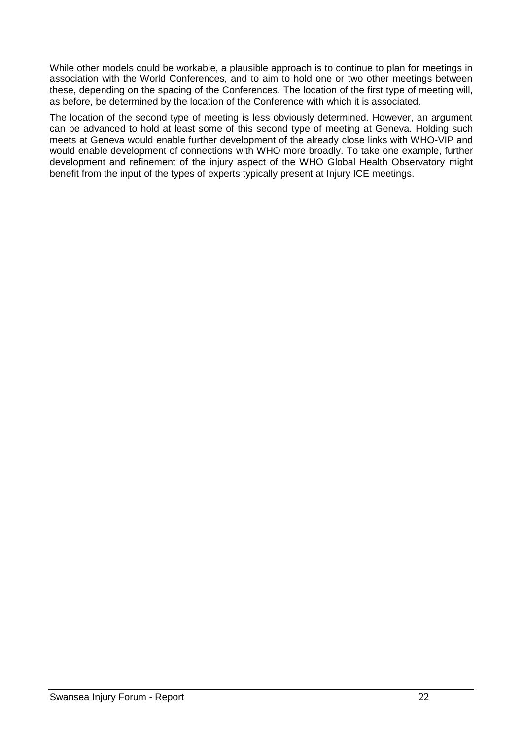While other models could be workable, a plausible approach is to continue to plan for meetings in association with the World Conferences, and to aim to hold one or two other meetings between these, depending on the spacing of the Conferences. The location of the first type of meeting will, as before, be determined by the location of the Conference with which it is associated.

The location of the second type of meeting is less obviously determined. However, an argument can be advanced to hold at least some of this second type of meeting at Geneva. Holding such meets at Geneva would enable further development of the already close links with WHO-VIP and would enable development of connections with WHO more broadly. To take one example, further development and refinement of the injury aspect of the WHO Global Health Observatory might benefit from the input of the types of experts typically present at Injury ICE meetings.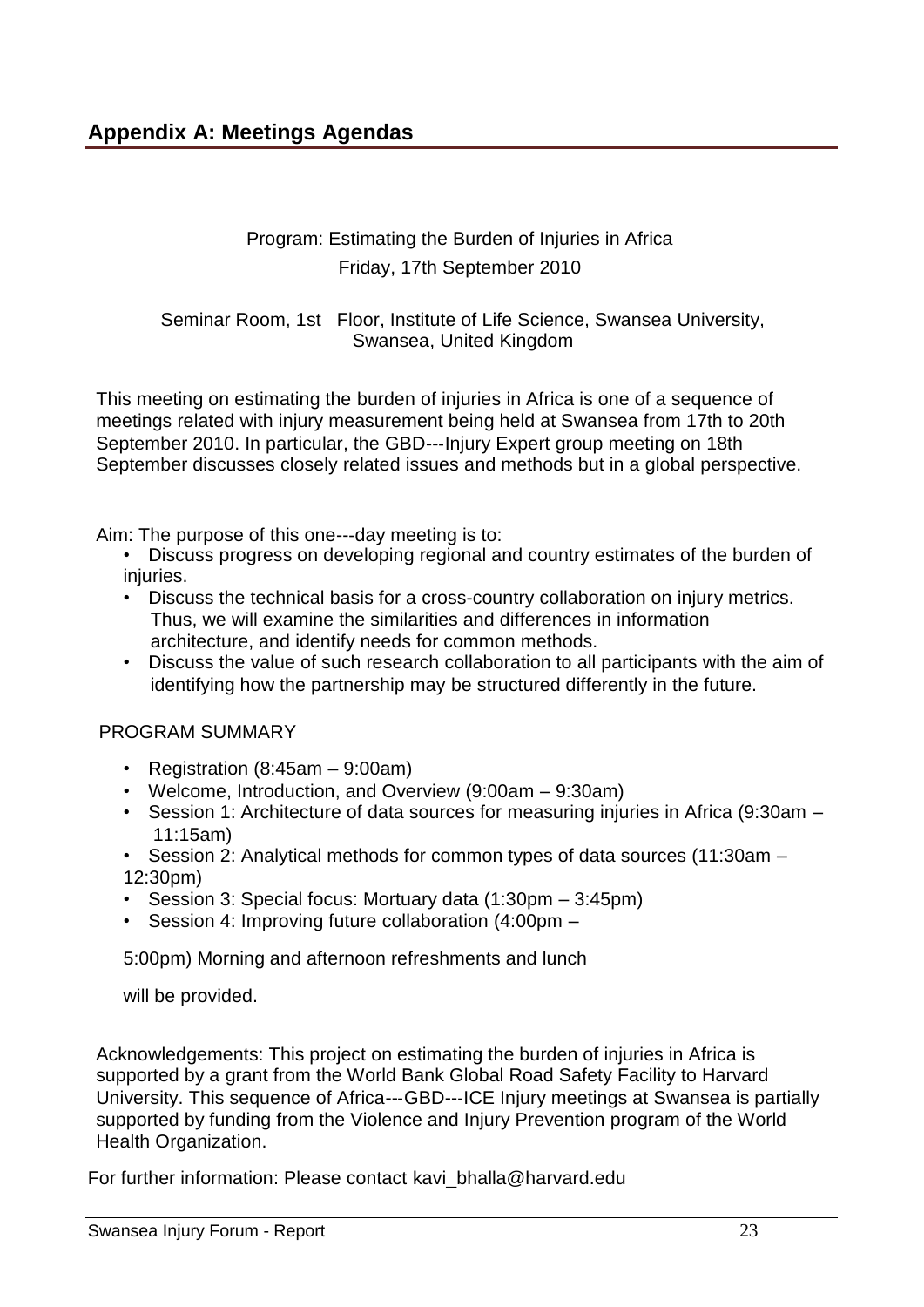## Appendix A: Meetings Agendas

Program: Estimating the Burden of Injuries in Africa
Friday, 17th September 2010

Seminar Room, 1st Floor, Institute of Life Science, Swansea University, Swansea, United Kingdom

This meeting on estimating the burden of injuries in Africa is one of a sequence of meetings related with injury measurement being held at Swansea from 17th to 20th September 2010. In particular, the GBD---Injury Expert group meeting on 18th September discusses closely related issues and methods but in a global perspective.

Aim: The purpose of this one---day meeting is to:

- Discuss progress on developing regional and country estimates of the burden of injuries.
- Discuss the technical basis for a cross-country collaboration on injury metrics. Thus, we will examine the similarities and differences in information architecture, and identify needs for common methods.
- Discuss the value of such research collaboration to all participants with the aim of identifying how the partnership may be structured differently in the future.

PROGRAM SUMMARY

- Registration (8:45am – 9:00am)
- Welcome, Introduction, and Overview (9:00am – 9:30am)
- Session 1: Architecture of data sources for measuring injuries in Africa (9:30am – 11:15am)
- Session 2: Analytical methods for common types of data sources (11:30am – 12:30pm)
- Session 3: Special focus: Mortuary data (1:30pm – 3:45pm)
- Session 4: Improving future collaboration (4:00pm – 5:00pm)

Morning and afternoon refreshments and lunch will be provided.

Acknowledgements: This project on estimating the burden of injuries in Africa is supported by a grant from the World Bank Global Road Safety Facility to Harvard University. This sequence of Africa---GBD---ICE Injury meetings at Swansea is partially supported by funding from the Violence and Injury Prevention program of the World Health Organization.

For further information: Please contact kavi_bhalla@harvard.edu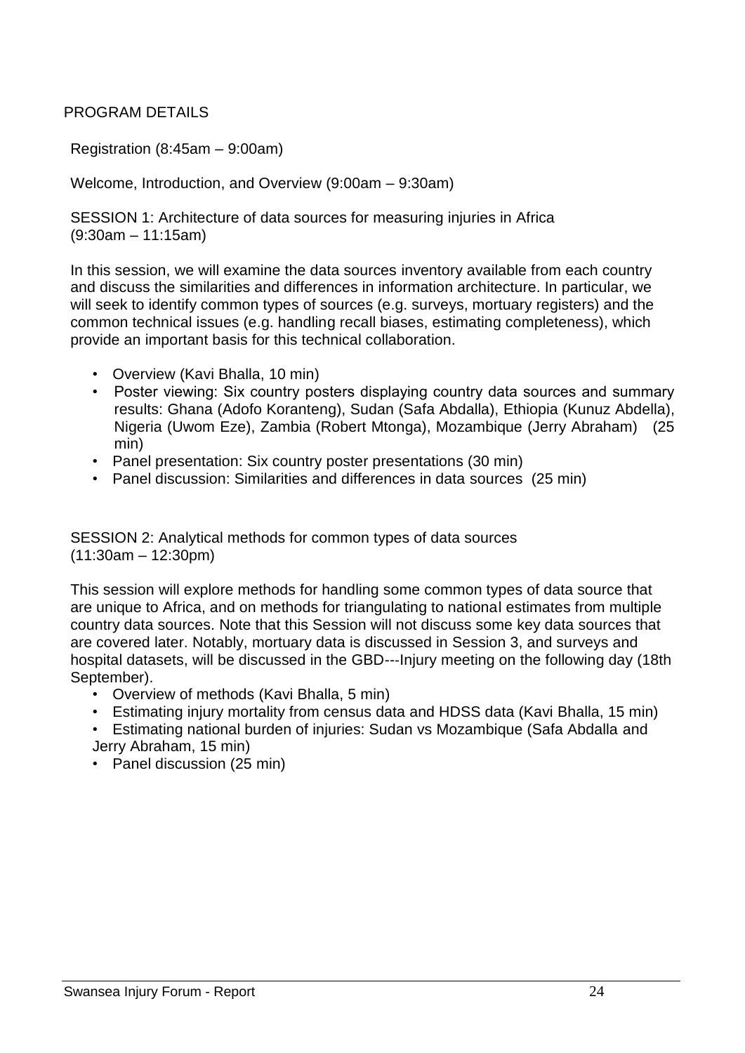## PROGRAM DETAILS

Registration (8:45am – 9:00am)

Welcome, Introduction, and Overview (9:00am – 9:30am)

SESSION 1: Architecture of data sources for measuring injuries in Africa (9:30am – 11:15am)

In this session, we will examine the data sources inventory available from each country and discuss the similarities and differences in information architecture. In particular, we will seek to identify common types of sources (e.g. surveys, mortuary registers) and the common technical issues (e.g. handling recall biases, estimating completeness), which provide an important basis for this technical collaboration.

- Overview (Kavi Bhalla, 10 min)
- Poster viewing: Six country posters displaying country data sources and summary results: Ghana (Adofo Koranteng), Sudan (Safa Abdalla), Ethiopia (Kunuz Abdella), Nigeria (Uwom Eze), Zambia (Robert Mtonga), Mozambique (Jerry Abraham) (25 min)
- Panel presentation: Six country poster presentations (30 min)
- Panel discussion: Similarities and differences in data sources (25 min)

SESSION 2: Analytical methods for common types of data sources (11:30am – 12:30pm)

This session will explore methods for handling some common types of data source that are unique to Africa, and on methods for triangulating to national estimates from multiple country data sources. Note that this Session will not discuss some key data sources that are covered later. Notably, mortuary data is discussed in Session 3, and surveys and hospital datasets, will be discussed in the GBD---Injury meeting on the following day (18th September).

- Overview of methods (Kavi Bhalla, 5 min)
- Estimating injury mortality from census data and HDSS data (Kavi Bhalla, 15 min)
- Estimating national burden of injuries: Sudan vs Mozambique (Safa Abdalla and Jerry Abraham, 15 min)
- Panel discussion (25 min)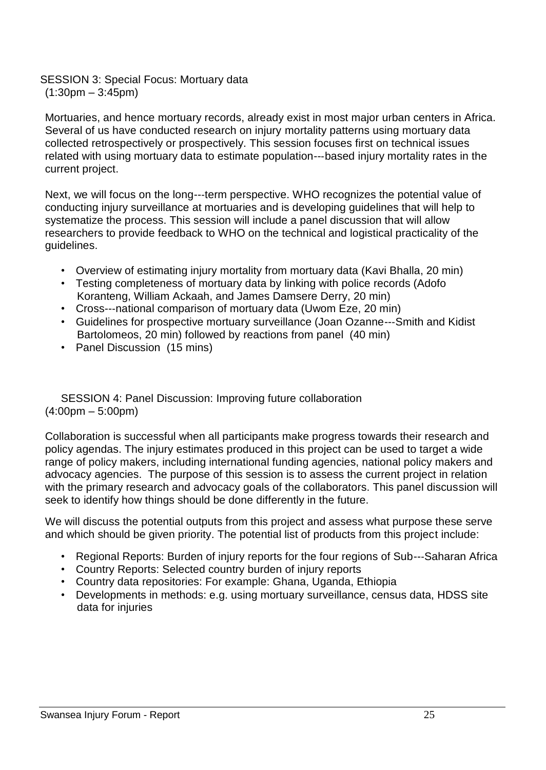## SESSION 3: Special Focus: Mortuary data
(1:30pm – 3:45pm)

Mortuaries, and hence mortuary records, already exist in most major urban centers in Africa. Several of us have conducted research on injury mortality patterns using mortuary data collected retrospectively or prospectively. This session focuses first on technical issues related with using mortuary data to estimate population---based injury mortality rates in the current project.

Next, we will focus on the long---term perspective. WHO recognizes the potential value of conducting injury surveillance at mortuaries and is developing guidelines that will help to systematize the process. This session will include a panel discussion that will allow researchers to provide feedback to WHO on the technical and logistical practicality of the guidelines.

- Overview of estimating injury mortality from mortuary data (Kavi Bhalla, 20 min)
- Testing completeness of mortuary data by linking with police records (Adofo Koranteng, William Ackaah, and James Damsere Derry, 20 min)
- Cross---national comparison of mortuary data (Uwom Eze, 20 min)
- Guidelines for prospective mortuary surveillance (Joan Ozanne---Smith and Kidist Bartolomeos, 20 min) followed by reactions from panel (40 min)
- Panel Discussion (15 mins)

## SESSION 4: Panel Discussion: Improving future collaboration
(4:00pm – 5:00pm)

Collaboration is successful when all participants make progress towards their research and policy agendas. The injury estimates produced in this project can be used to target a wide range of policy makers, including international funding agencies, national policy makers and advocacy agencies. The purpose of this session is to assess the current project in relation with the primary research and advocacy goals of the collaborators. This panel discussion will seek to identify how things should be done differently in the future.

We will discuss the potential outputs from this project and assess what purpose these serve and which should be given priority. The potential list of products from this project include:

- Regional Reports: Burden of injury reports for the four regions of Sub---Saharan Africa
- Country Reports: Selected country burden of injury reports
- Country data repositories: For example: Ghana, Uganda, Ethiopia
- Developments in methods: e.g. using mortuary surveillance, census data, HDSS site data for injuries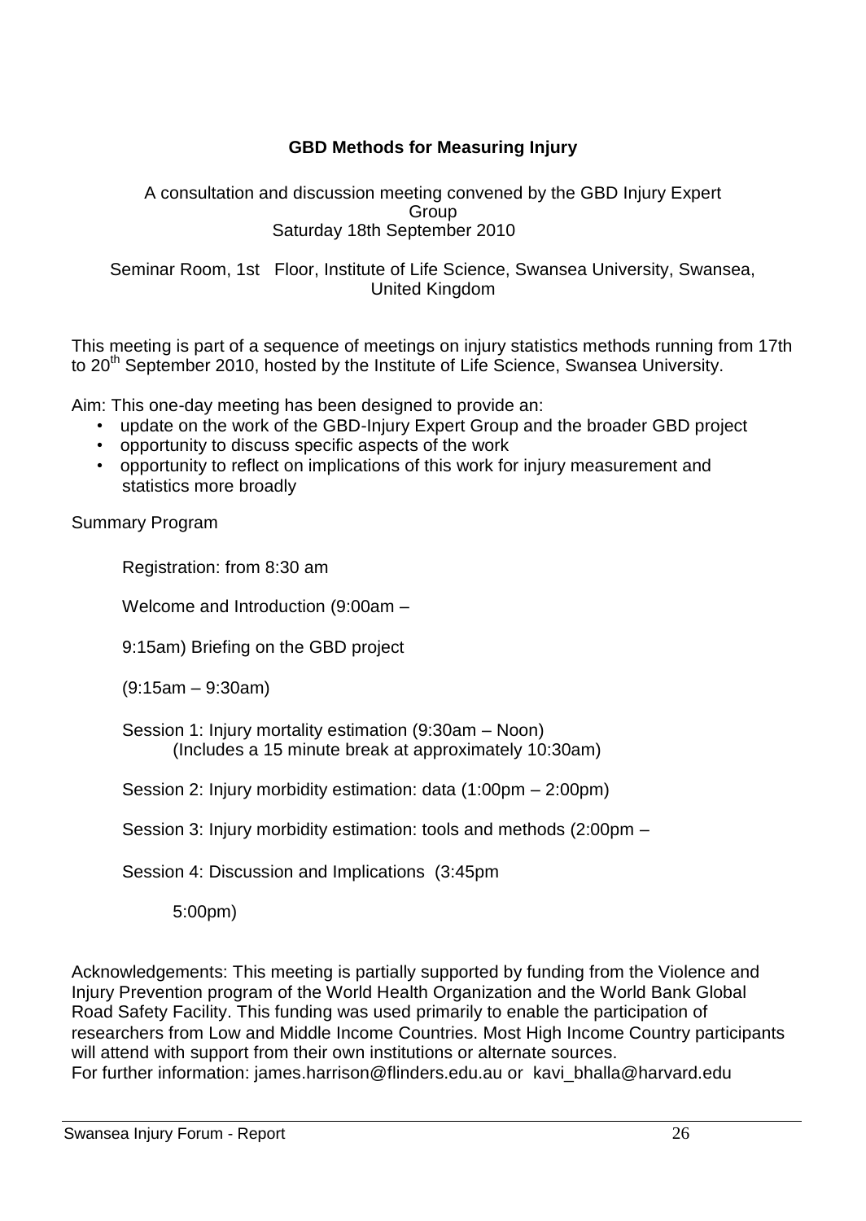## GBD Methods for Measuring Injury

A consultation and discussion meeting convened by the GBD Injury Expert Group
Saturday 18th September 2010

Seminar Room, 1st Floor, Institute of Life Science, Swansea University, Swansea, United Kingdom

This meeting is part of a sequence of meetings on injury statistics methods running from 17th to 20th September 2010, hosted by the Institute of Life Science, Swansea University.

Aim: This one-day meeting has been designed to provide an:

- update on the work of the GBD-Injury Expert Group and the broader GBD project
- opportunity to discuss specific aspects of the work
- opportunity to reflect on implications of this work for injury measurement and statistics more broadly

Summary Program

Registration: from 8:30 am

Welcome and Introduction (9:00am –

9:15am) Briefing on the GBD project

(9:15am – 9:30am)

Session 1: Injury mortality estimation (9:30am – Noon)
(Includes a 15 minute break at approximately 10:30am)

Session 2: Injury morbidity estimation: data (1:00pm – 2:00pm)

Session 3: Injury morbidity estimation: tools and methods (2:00pm –

Session 4: Discussion and Implications (3:45pm

5:00pm)

Acknowledgements: This meeting is partially supported by funding from the Violence and Injury Prevention program of the World Health Organization and the World Bank Global Road Safety Facility. This funding was used primarily to enable the participation of researchers from Low and Middle Income Countries. Most High Income Country participants will attend with support from their own institutions or alternate sources.
For further information: james.harrison@flinders.edu.au or kavi_bhalla@harvard.edu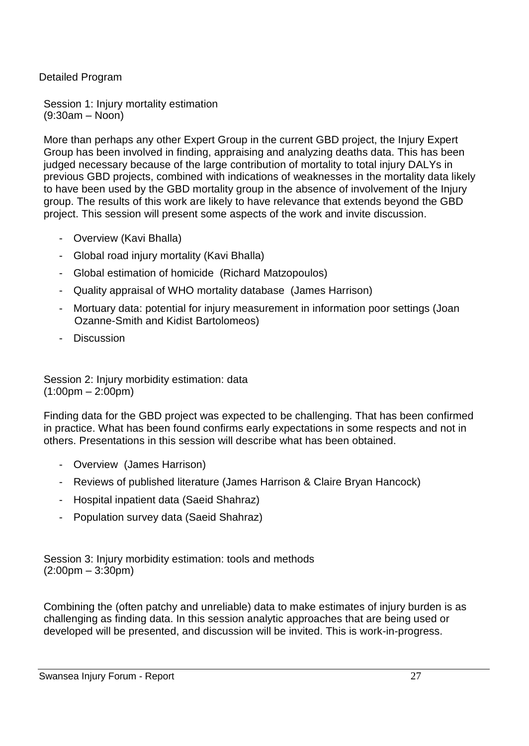Detailed Program

## Session 1: Injury mortality estimation
(9:30am – Noon)

More than perhaps any other Expert Group in the current GBD project, the Injury Expert Group has been involved in finding, appraising and analyzing deaths data. This has been judged necessary because of the large contribution of mortality to total injury DALYs in previous GBD projects, combined with indications of weaknesses in the mortality data likely to have been used by the GBD mortality group in the absence of involvement of the Injury group. The results of this work are likely to have relevance that extends beyond the GBD project. This session will present some aspects of the work and invite discussion.

- Overview (Kavi Bhalla)
- Global road injury mortality (Kavi Bhalla)
- Global estimation of homicide (Richard Matzopoulos)
- Quality appraisal of WHO mortality database (James Harrison)
- Mortuary data: potential for injury measurement in information poor settings (Joan Ozanne-Smith and Kidist Bartolomeos)
- Discussion

## Session 2: Injury morbidity estimation: data
(1:00pm – 2:00pm)

Finding data for the GBD project was expected to be challenging. That has been confirmed in practice. What has been found confirms early expectations in some respects and not in others. Presentations in this session will describe what has been obtained.

- Overview (James Harrison)
- Reviews of published literature (James Harrison & Claire Bryan Hancock)
- Hospital inpatient data (Saeid Shahraz)
- Population survey data (Saeid Shahraz)

## Session 3: Injury morbidity estimation: tools and methods
(2:00pm – 3:30pm)

Combining the (often patchy and unreliable) data to make estimates of injury burden is as challenging as finding data. In this session analytic approaches that are being used or developed will be presented, and discussion will be invited. This is work-in-progress.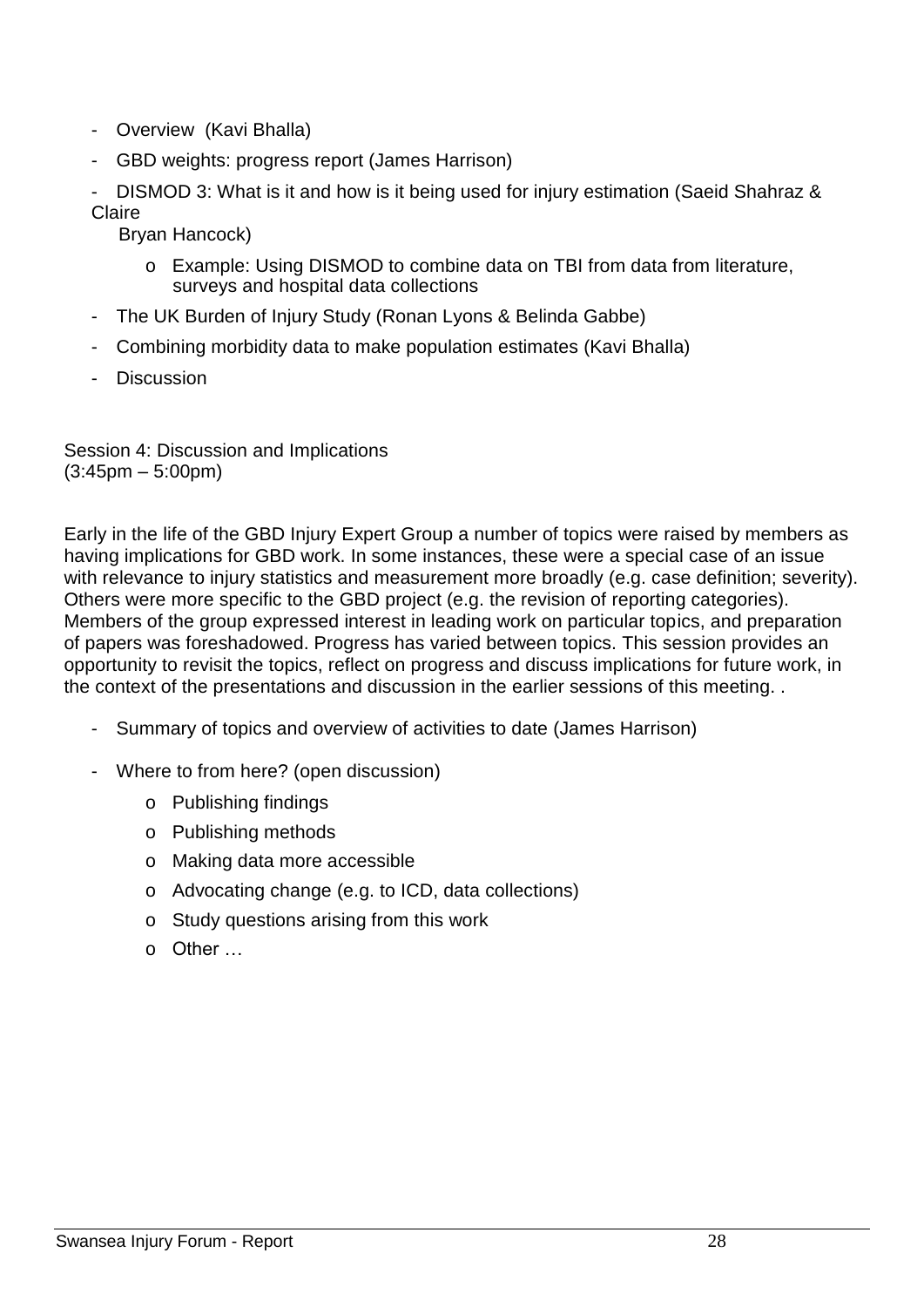- Overview (Kavi Bhalla)
- GBD weights: progress report (James Harrison)
- DISMOD 3: What is it and how is it being used for injury estimation (Saeid Shahraz & Claire Bryan Hancock)
    - Example: Using DISMOD to combine data on TBI from data from literature, surveys and hospital data collections
- The UK Burden of Injury Study (Ronan Lyons & Belinda Gabbe)
- Combining morbidity data to make population estimates (Kavi Bhalla)
- Discussion

Session 4: Discussion and Implications
(3:45pm – 5:00pm)

Early in the life of the GBD Injury Expert Group a number of topics were raised by members as having implications for GBD work. In some instances, these were a special case of an issue with relevance to injury statistics and measurement more broadly (e.g. case definition; severity). Others were more specific to the GBD project (e.g. the revision of reporting categories). Members of the group expressed interest in leading work on particular topics, and preparation of papers was foreshadowed. Progress has varied between topics. This session provides an opportunity to revisit the topics, reflect on progress and discuss implications for future work, in the context of the presentations and discussion in the earlier sessions of this meeting. .

- Summary of topics and overview of activities to date (James Harrison)
- Where to from here? (open discussion)
    - Publishing findings
    - Publishing methods
    - Making data more accessible
    - Advocating change (e.g. to ICD, data collections)
    - Study questions arising from this work
    - Other …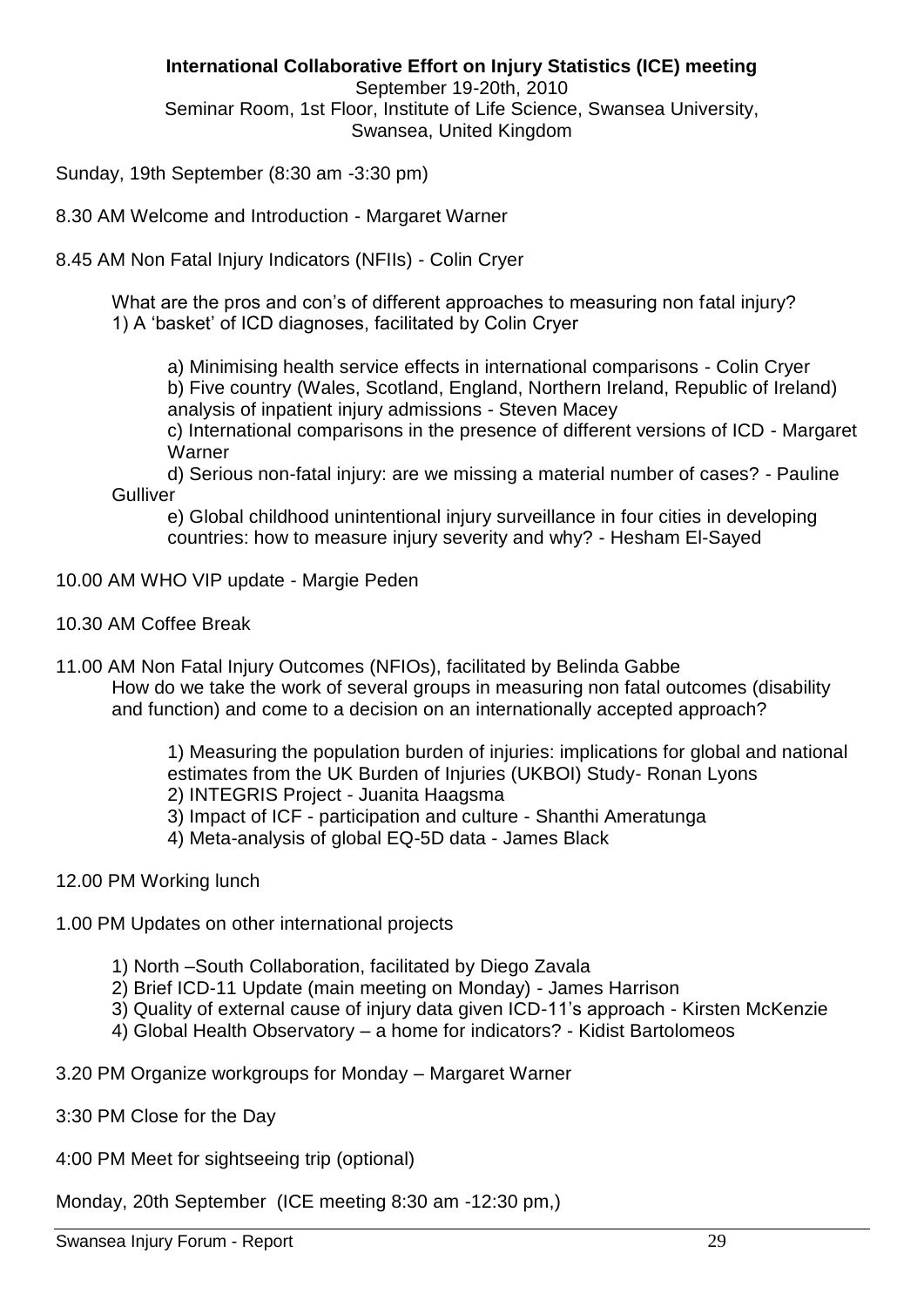**International Collaborative Effort on Injury Statistics (ICE) meeting**
September 19-20th, 2010
Seminar Room, 1st Floor, Institute of Life Science, Swansea University, Swansea, United Kingdom

Sunday, 19th September (8:30 am -3:30 pm)

8.30 AM Welcome and Introduction - Margaret Warner

8.45 AM Non Fatal Injury Indicators (NFIIs) - Colin Cryer

What are the pros and con's of different approaches to measuring non fatal injury?
1) A 'basket' of ICD diagnoses, facilitated by Colin Cryer

a) Minimising health service effects in international comparisons - Colin Cryer
b) Five country (Wales, Scotland, England, Northern Ireland, Republic of Ireland) analysis of inpatient injury admissions - Steven Macey
c) International comparisons in the presence of different versions of ICD - Margaret Warner
d) Serious non-fatal injury: are we missing a material number of cases? - Pauline Gulliver
e) Global childhood unintentional injury surveillance in four cities in developing countries: how to measure injury severity and why? - Hesham El-Sayed

10.00 AM WHO VIP update - Margie Peden

10.30 AM Coffee Break

11.00 AM Non Fatal Injury Outcomes (NFIOs), facilitated by Belinda Gabbe
How do we take the work of several groups in measuring non fatal outcomes (disability and function) and come to a decision on an internationally accepted approach?

1) Measuring the population burden of injuries: implications for global and national estimates from the UK Burden of Injuries (UKBOI) Study- Ronan Lyons
2) INTEGRIS Project - Juanita Haagsma
3) Impact of ICF - participation and culture - Shanthi Ameratunga
4) Meta-analysis of global EQ-5D data - James Black

12.00 PM Working lunch

1.00 PM Updates on other international projects

1) North –South Collaboration, facilitated by Diego Zavala
2) Brief ICD-11 Update (main meeting on Monday) - James Harrison
3) Quality of external cause of injury data given ICD-11's approach - Kirsten McKenzie
4) Global Health Observatory – a home for indicators? - Kidist Bartolomeos

3.20 PM Organize workgroups for Monday – Margaret Warner

3:30 PM Close for the Day

4:00 PM Meet for sightseeing trip (optional)

Monday, 20th September (ICE meeting 8:30 am -12:30 pm,)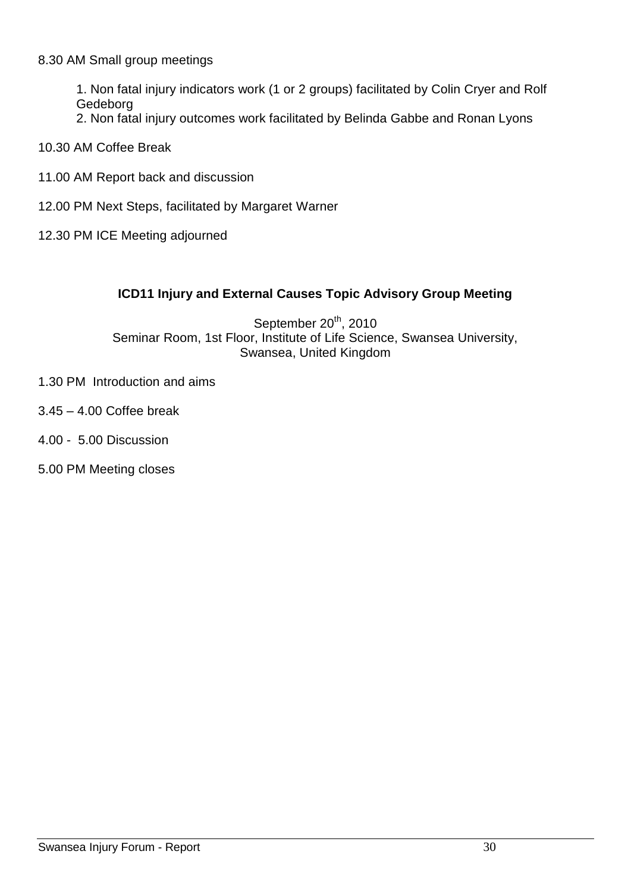8.30 AM Small group meetings

1. Non fatal injury indicators work (1 or 2 groups) facilitated by Colin Cryer and Rolf Gedeborg
2. Non fatal injury outcomes work facilitated by Belinda Gabbe and Ronan Lyons

10.30 AM Coffee Break

11.00 AM Report back and discussion

12.00 PM Next Steps, facilitated by Margaret Warner

12.30 PM ICE Meeting adjourned

### ICD11 Injury and External Causes Topic Advisory Group Meeting

September 20th, 2010
Seminar Room, 1st Floor, Institute of Life Science, Swansea University, Swansea, United Kingdom

1.30 PM Introduction and aims

3.45 – 4.00 Coffee break

4.00 - 5.00 Discussion

5.00 PM Meeting closes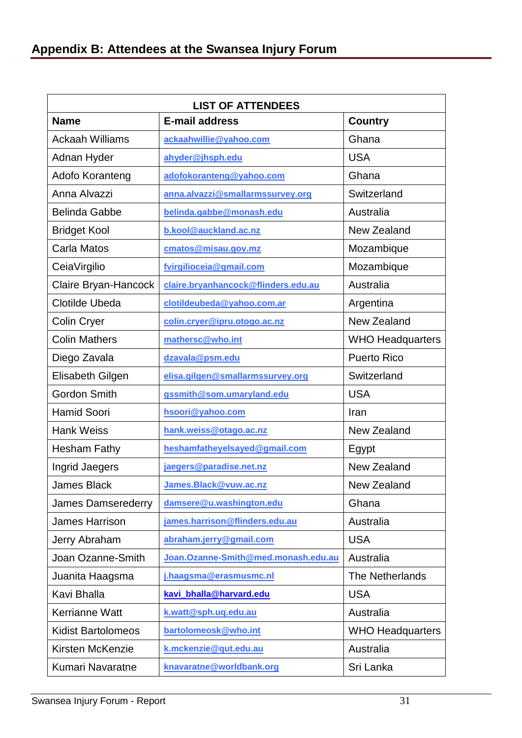## Appendix B: Attendees at the Swansea Injury Forum

| LIST OF ATTENDEES | | |
|---|---|---|
| **Name** | **E-mail address** | **Country** |
| Ackaah Williams | ackaahwillie@yahoo.com | Ghana |
| Adnan Hyder | ahyder@jhsph.edu | USA |
| Adofo Koranteng | adofokoranteng@yahoo.com | Ghana |
| Anna Alvazzi | anna.alvazzi@smallarmssurvey.org | Switzerland |
| Belinda Gabbe | belinda.gabbe@monash.edu | Australia |
| Bridget Kool | b.kool@auckland.ac.nz | New Zealand |
| Carla Matos | cmatos@misau.gov.mz | Mozambique |
| CeiaVirgilio | fvirgilioceia@gmail.com | Mozambique |
| Claire Bryan-Hancock | claire.bryanhancock@flinders.edu.au | Australia |
| Clotilde Ubeda | clotildeubeda@yahoo.com.ar | Argentina |
| Colin Cryer | colin.cryer@ipru.otogo.ac.nz | New Zealand |
| Colin Mathers | mathersc@who.int | WHO Headquarters |
| Diego Zavala | dzavala@psm.edu | Puerto Rico |
| Elisabeth Gilgen | elisa.gilgen@smallarmssurvey.org | Switzerland |
| Gordon Smith | gssmith@som.umaryland.edu | USA |
| Hamid Soori | hsoori@yahoo.com | Iran |
| Hank Weiss | hank.weiss@otago.ac.nz | New Zealand |
| Hesham Fathy | heshamfatheyelsayed@gmail.com | Egypt |
| Ingrid Jaegers | jaegers@paradise.net.nz | New Zealand |
| James Black | James.Black@vuw.ac.nz | New Zealand |
| James Damserederry | damsere@u.washington.edu | Ghana |
| James Harrison | james.harrison@flinders.edu.au | Australia |
| Jerry Abraham | abraham.jerry@gmail.com | USA |
| Joan Ozanne-Smith | Joan.Ozanne-Smith@med.monash.edu.au | Australia |
| Juanita Haagsma | j.haagsma@erasmusmc.nl | The Netherlands |
| Kavi Bhalla | kavi_bhalla@harvard.edu | USA |
| Kerrianne Watt | k.watt@sph.uq.edu.au | Australia |
| Kidist Bartolomeos | bartolomeosk@who.int | WHO Headquarters |
| Kirsten McKenzie | k.mckenzie@qut.edu.au | Australia |
| Kumari Navaratne | knavaratne@worldbank.org | Sri Lanka |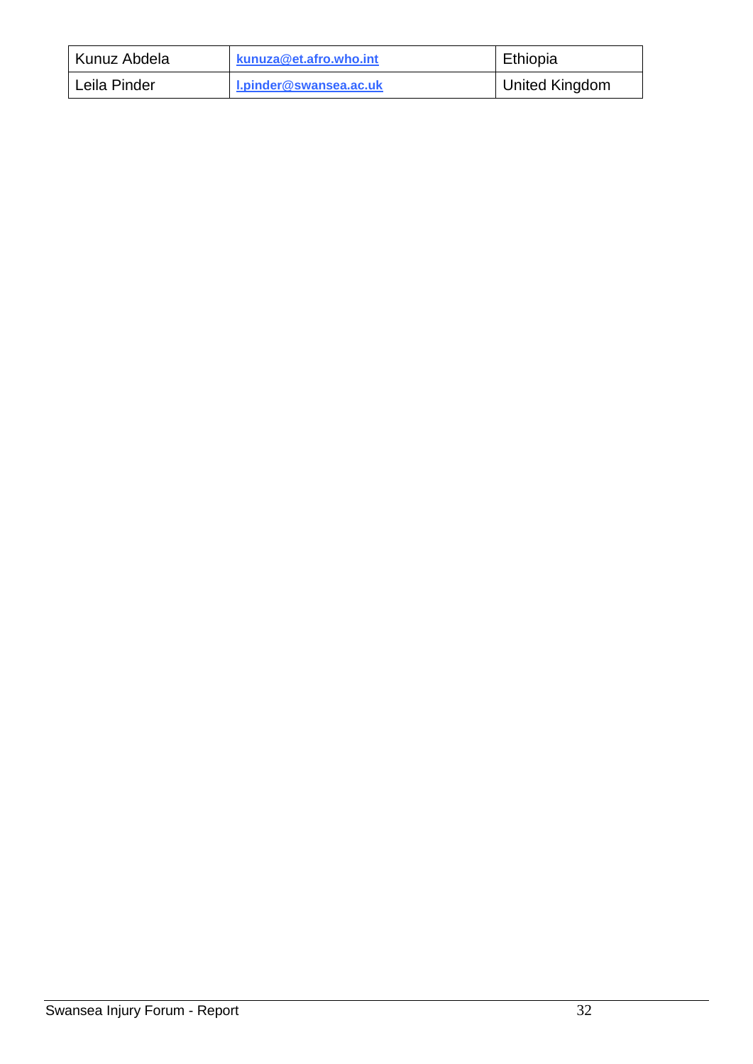| Kunuz Abdela | kunuza@et.afro.who.int | Ethiopia |
| --- | --- | --- |
| Leila Pinder | l.pinder@swansea.ac.uk | United Kingdom |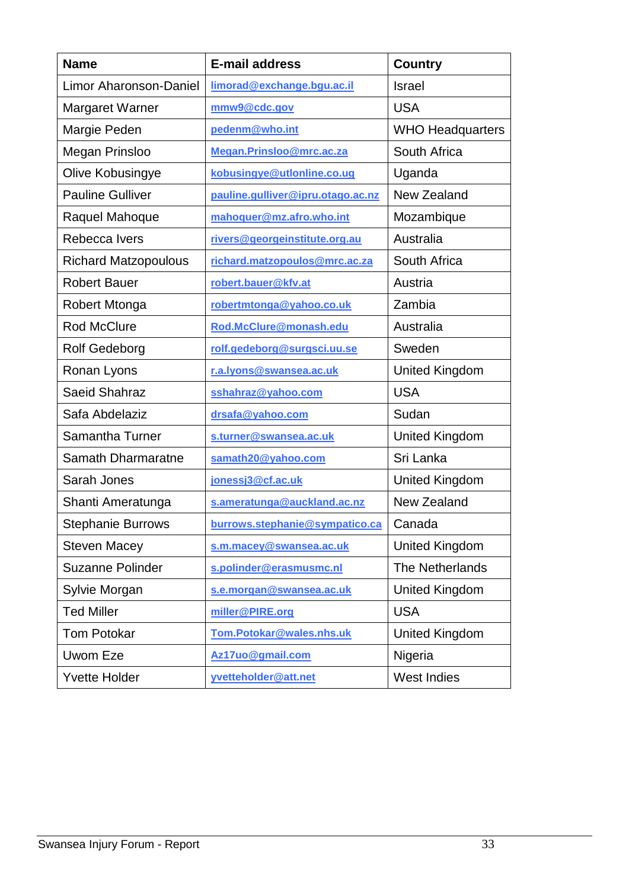| Name | E-mail address | Country |
|---|---|---|
| Limor Aharonson-Daniel | limorad@exchange.bgu.ac.il | Israel |
| Margaret Warner | mmw9@cdc.gov | USA |
| Margie Peden | pedenm@who.int | WHO Headquarters |
| Megan Prinsloo | Megan.Prinsloo@mrc.ac.za | South Africa |
| Olive Kobusingye | kobusingye@utlonline.co.ug | Uganda |
| Pauline Gulliver | pauline.gulliver@ipru.otago.ac.nz | New Zealand |
| Raquel Mahoque | mahoquer@mz.afro.who.int | Mozambique |
| Rebecca Ivers | rivers@georgeinstitute.org.au | Australia |
| Richard Matzopoulous | richard.matzopoulos@mrc.ac.za | South Africa |
| Robert Bauer | robert.bauer@kfv.at | Austria |
| Robert Mtonga | robertmtonga@yahoo.co.uk | Zambia |
| Rod McClure | Rod.McClure@monash.edu | Australia |
| Rolf Gedeborg | rolf.gedeborg@surgsci.uu.se | Sweden |
| Ronan Lyons | r.a.lyons@swansea.ac.uk | United Kingdom |
| Saeid Shahraz | sshahraz@yahoo.com | USA |
| Safa Abdelaziz | drsafa@yahoo.com | Sudan |
| Samantha Turner | s.turner@swansea.ac.uk | United Kingdom |
| Samath Dharmaratne | samath20@yahoo.com | Sri Lanka |
| Sarah Jones | jonessj3@cf.ac.uk | United Kingdom |
| Shanti Ameratunga | s.ameratunga@auckland.ac.nz | New Zealand |
| Stephanie Burrows | burrows.stephanie@sympatico.ca | Canada |
| Steven Macey | s.m.macey@swansea.ac.uk | United Kingdom |
| Suzanne Polinder | s.polinder@erasmusmc.nl | The Netherlands |
| Sylvie Morgan | s.e.morgan@swansea.ac.uk | United Kingdom |
| Ted Miller | miller@PIRE.org | USA |
| Tom Potokar | Tom.Potokar@wales.nhs.uk | United Kingdom |
| Uwom Eze | Az17uo@gmail.com | Nigeria |
| Yvette Holder | yvetteholder@att.net | West Indies |